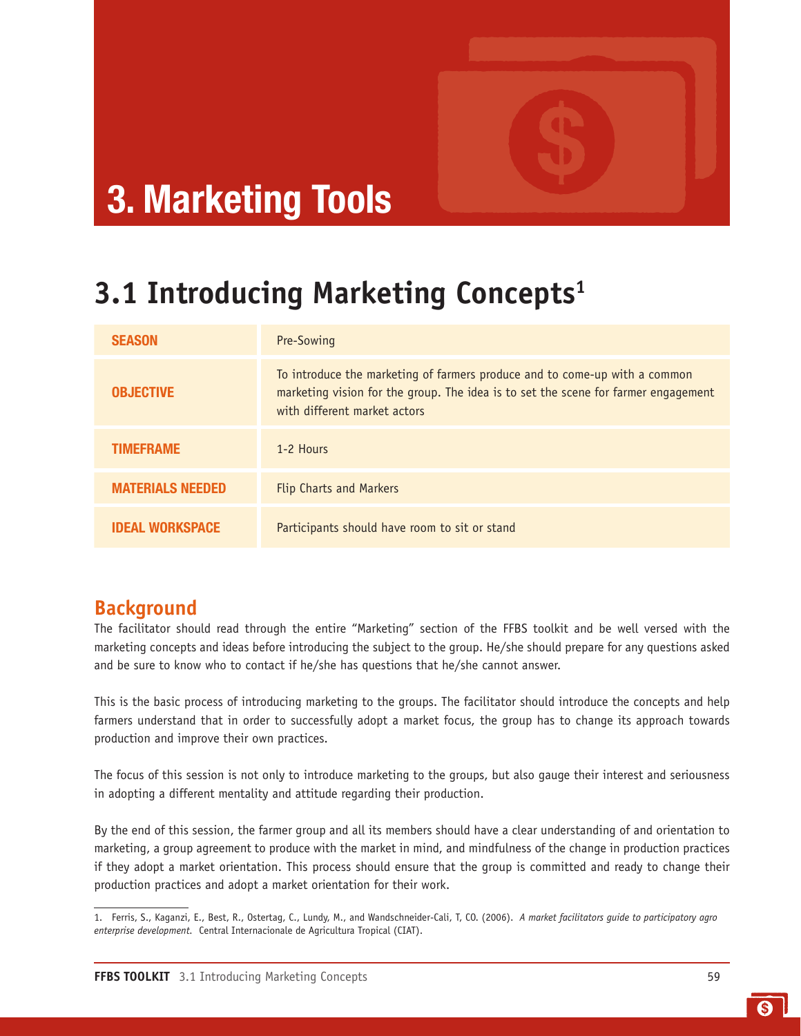# 3. Marketing Tools

## 3.1 Introducing Marketing Concepts[1]

| | |
|---|---|
| **SEASON** | Pre-Sowing |
| **OBJECTIVE** | To introduce the marketing of farmers produce and to come-up with a common marketing vision for the group. The idea is to set the scene for farmer engagement with different market actors |
| **TIMEFRAME** | 1-2 Hours |
| **MATERIALS NEEDED** | Flip Charts and Markers |
| **IDEAL WORKSPACE** | Participants should have room to sit or stand |

### Background

The facilitator should read through the entire "Marketing" section of the FFBS toolkit and be well versed with the marketing concepts and ideas before introducing the subject to the group. He/she should prepare for any questions asked and be sure to know who to contact if he/she has questions that he/she cannot answer.

This is the basic process of introducing marketing to the groups. The facilitator should introduce the concepts and help farmers understand that in order to successfully adopt a market focus, the group has to change its approach towards production and improve their own practices.

The focus of this session is not only to introduce marketing to the groups, but also gauge their interest and seriousness in adopting a different mentality and attitude regarding their production.

By the end of this session, the farmer group and all its members should have a clear understanding of and orientation to marketing, a group agreement to produce with the market in mind, and mindfulness of the change in production practices if they adopt a market orientation. This process should ensure that the group is committed and ready to change their production practices and adopt a market orientation for their work.

---

1. Ferris, S., Kaganzi, E., Best, R., Ostertag, C., Lundy, M., and Wandschneider-Cali, T, CO. (2006). *A market facilitators guide to participatory agro enterprise development.* Central Internacionale de Agricultura Tropical (CIAT).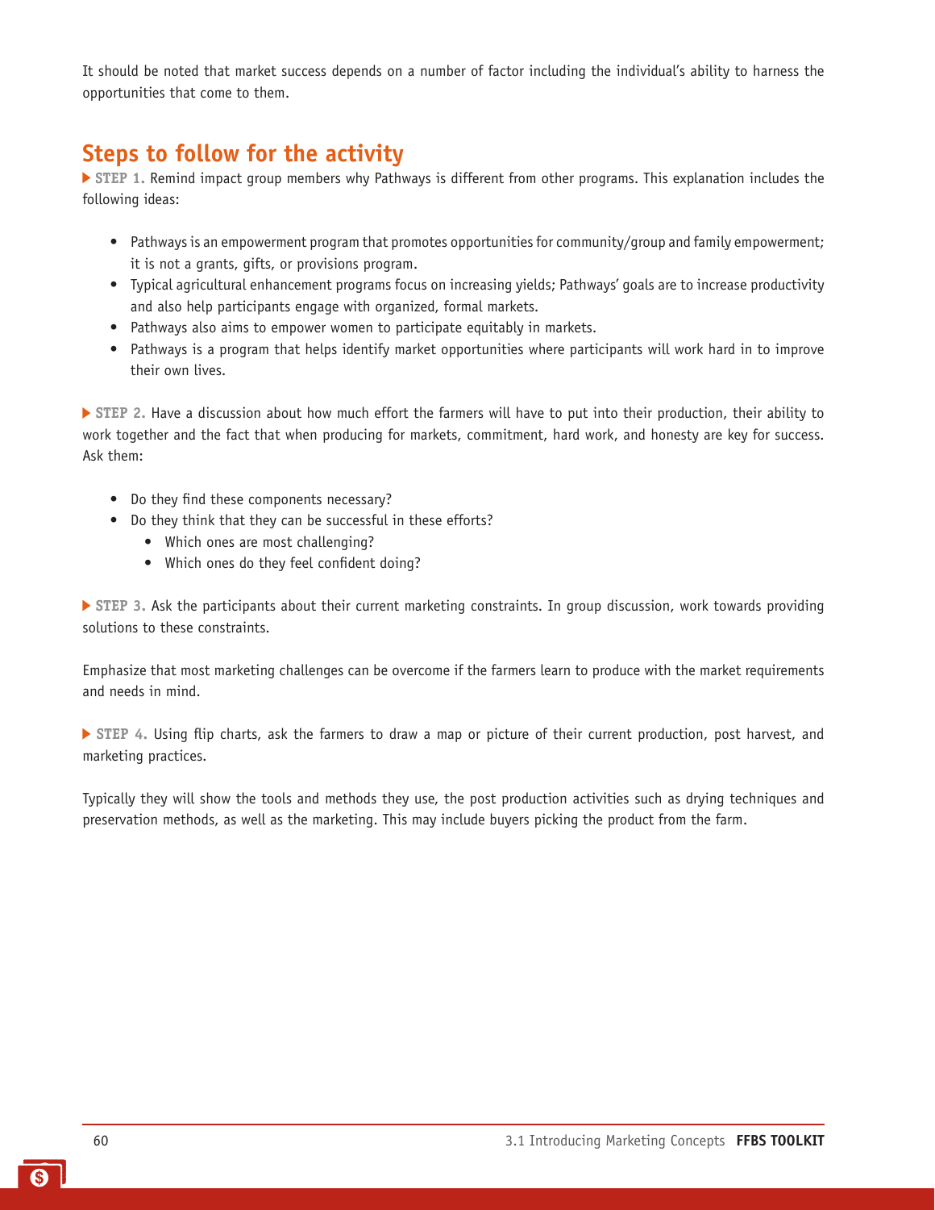It should be noted that market success depends on a number of factor including the individual's ability to harness the opportunities that come to them.

## Steps to follow for the activity

▶ **STEP 1.** Remind impact group members why Pathways is different from other programs. This explanation includes the following ideas:

- Pathways is an empowerment program that promotes opportunities for community/group and family empowerment; it is not a grants, gifts, or provisions program.
- Typical agricultural enhancement programs focus on increasing yields; Pathways' goals are to increase productivity and also help participants engage with organized, formal markets.
- Pathways also aims to empower women to participate equitably in markets.
- Pathways is a program that helps identify market opportunities where participants will work hard in to improve their own lives.

▶ **STEP 2.** Have a discussion about how much effort the farmers will have to put into their production, their ability to work together and the fact that when producing for markets, commitment, hard work, and honesty are key for success. Ask them:

- Do they find these components necessary?
- Do they think that they can be successful in these efforts?
  - Which ones are most challenging?
  - Which ones do they feel confident doing?

▶ **STEP 3.** Ask the participants about their current marketing constraints. In group discussion, work towards providing solutions to these constraints.

Emphasize that most marketing challenges can be overcome if the farmers learn to produce with the market requirements and needs in mind.

▶ **STEP 4.** Using flip charts, ask the farmers to draw a map or picture of their current production, post harvest, and marketing practices.

Typically they will show the tools and methods they use, the post production activities such as drying techniques and preservation methods, as well as the marketing. This may include buyers picking the product from the farm.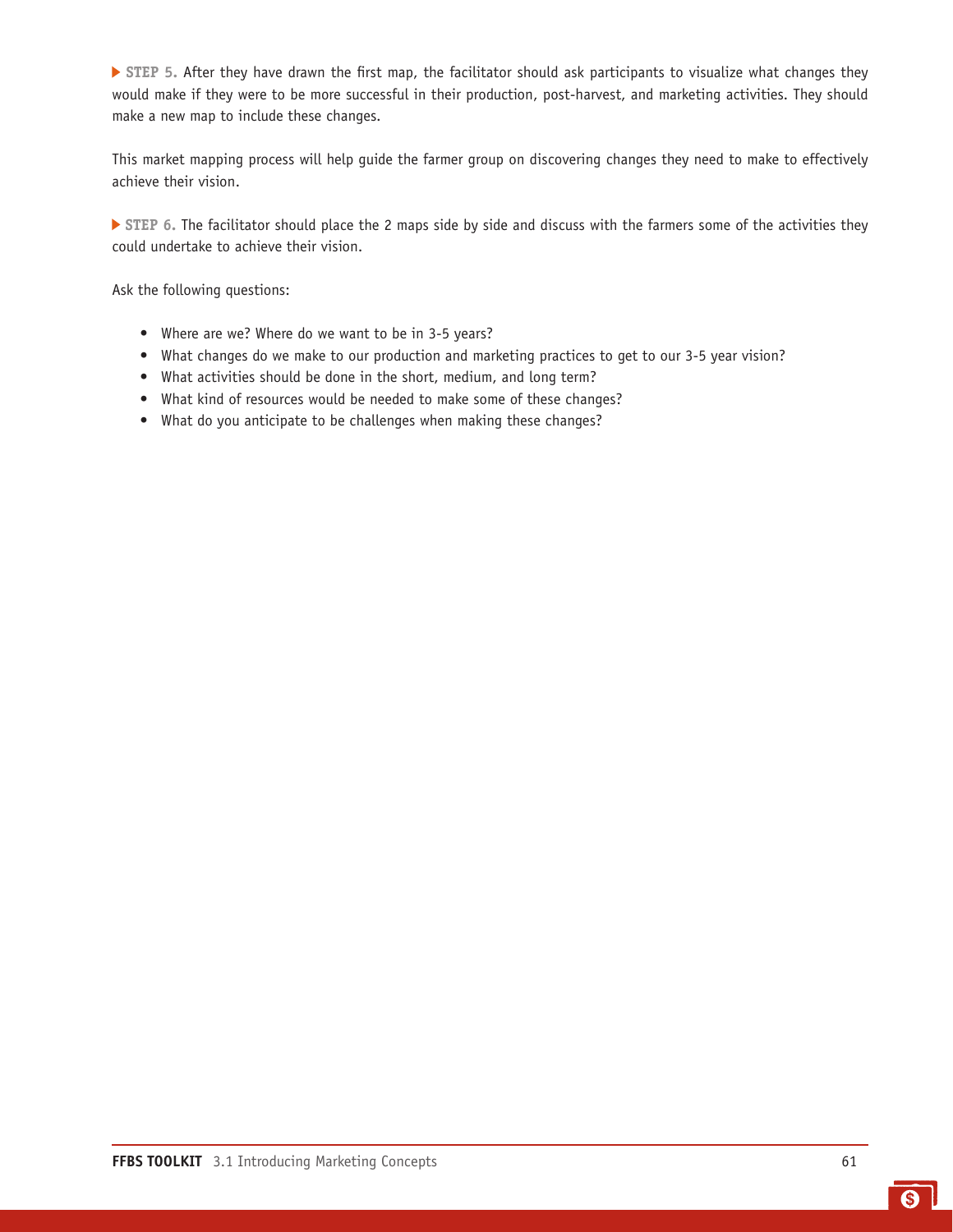**STEP 5.** After they have drawn the first map, the facilitator should ask participants to visualize what changes they would make if they were to be more successful in their production, post-harvest, and marketing activities. They should make a new map to include these changes.

This market mapping process will help guide the farmer group on discovering changes they need to make to effectively achieve their vision.

**STEP 6.** The facilitator should place the 2 maps side by side and discuss with the farmers some of the activities they could undertake to achieve their vision.

Ask the following questions:

- Where are we? Where do we want to be in 3-5 years?
- What changes do we make to our production and marketing practices to get to our 3-5 year vision?
- What activities should be done in the short, medium, and long term?
- What kind of resources would be needed to make some of these changes?
- What do you anticipate to be challenges when making these changes?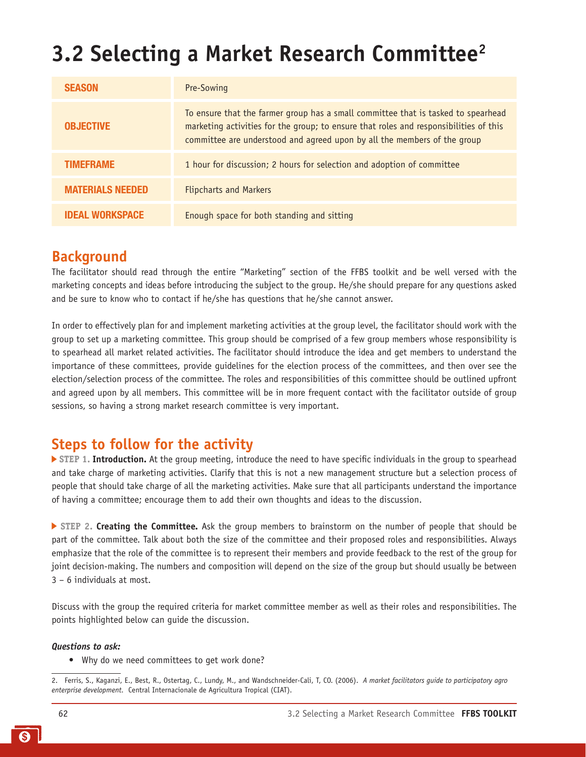# 3.2 Selecting a Market Research Committee[2]

| | |
|---|---|
| **SEASON** | Pre-Sowing |
| **OBJECTIVE** | To ensure that the farmer group has a small committee that is tasked to spearhead marketing activities for the group; to ensure that roles and responsibilities of this committee are understood and agreed upon by all the members of the group |
| **TIMEFRAME** | 1 hour for discussion; 2 hours for selection and adoption of committee |
| **MATERIALS NEEDED** | Flipcharts and Markers |
| **IDEAL WORKSPACE** | Enough space for both standing and sitting |

## Background

The facilitator should read through the entire "Marketing" section of the FFBS toolkit and be well versed with the marketing concepts and ideas before introducing the subject to the group. He/she should prepare for any questions asked and be sure to know who to contact if he/she has questions that he/she cannot answer.

In order to effectively plan for and implement marketing activities at the group level, the facilitator should work with the group to set up a marketing committee. This group should be comprised of a few group members whose responsibility is to spearhead all market related activities. The facilitator should introduce the idea and get members to understand the importance of these committees, provide guidelines for the election process of the committees, and then over see the election/selection process of the committee. The roles and responsibilities of this committee should be outlined upfront and agreed upon by all members. This committee will be in more frequent contact with the facilitator outside of group sessions, so having a strong market research committee is very important.

## Steps to follow for the activity

▶ **STEP 1. Introduction.** At the group meeting, introduce the need to have specific individuals in the group to spearhead and take charge of marketing activities. Clarify that this is not a new management structure but a selection process of people that should take charge of all the marketing activities. Make sure that all participants understand the importance of having a committee; encourage them to add their own thoughts and ideas to the discussion.

▶ **STEP 2. Creating the Committee.** Ask the group members to brainstorm on the number of people that should be part of the committee. Talk about both the size of the committee and their proposed roles and responsibilities. Always emphasize that the role of the committee is to represent their members and provide feedback to the rest of the group for joint decision-making. The numbers and composition will depend on the size of the group but should usually be between 3 – 6 individuals at most.

Discuss with the group the required criteria for market committee member as well as their roles and responsibilities. The points highlighted below can guide the discussion.

***Questions to ask:***

- Why do we need committees to get work done?

2. Ferris, S., Kaganzi, E., Best, R., Ostertag, C., Lundy, M., and Wandschneider-Cali, T, CO. (2006). *A market facilitators guide to participatory agro enterprise development*. Central Internacionale de Agricultura Tropical (CIAT).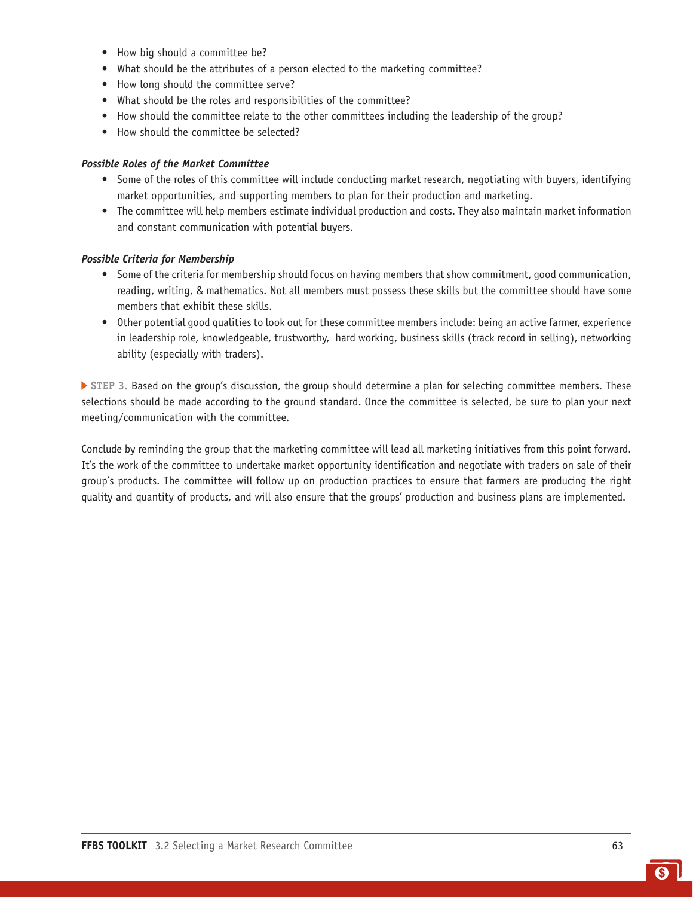- How big should a committee be?
- What should be the attributes of a person elected to the marketing committee?
- How long should the committee serve?
- What should be the roles and responsibilities of the committee?
- How should the committee relate to the other committees including the leadership of the group?
- How should the committee be selected?

***Possible Roles of the Market Committee***

- Some of the roles of this committee will include conducting market research, negotiating with buyers, identifying market opportunities, and supporting members to plan for their production and marketing.
- The committee will help members estimate individual production and costs. They also maintain market information and constant communication with potential buyers.

***Possible Criteria for Membership***

- Some of the criteria for membership should focus on having members that show commitment, good communication, reading, writing, & mathematics. Not all members must possess these skills but the committee should have some members that exhibit these skills.
- Other potential good qualities to look out for these committee members include: being an active farmer, experience in leadership role, knowledgeable, trustworthy, hard working, business skills (track record in selling), networking ability (especially with traders).

**STEP 3.** Based on the group's discussion, the group should determine a plan for selecting committee members. These selections should be made according to the ground standard. Once the committee is selected, be sure to plan your next meeting/communication with the committee.

Conclude by reminding the group that the marketing committee will lead all marketing initiatives from this point forward. It's the work of the committee to undertake market opportunity identification and negotiate with traders on sale of their group's products. The committee will follow up on production practices to ensure that farmers are producing the right quality and quantity of products, and will also ensure that the groups' production and business plans are implemented.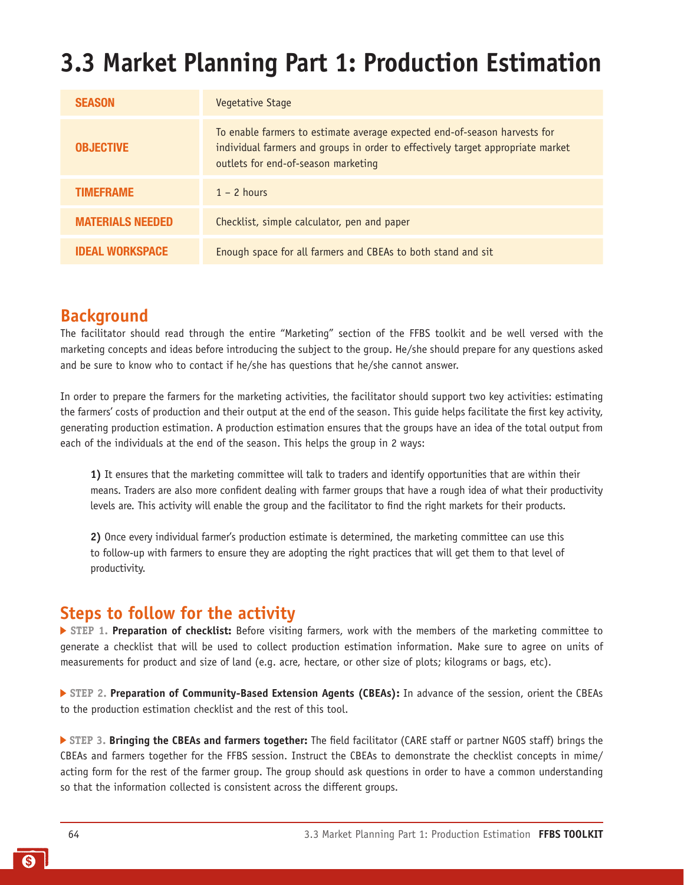# 3.3 Market Planning Part 1: Production Estimation

| | |
|---|---|
| **SEASON** | Vegetative Stage |
| **OBJECTIVE** | To enable farmers to estimate average expected end-of-season harvests for individual farmers and groups in order to effectively target appropriate market outlets for end-of-season marketing |
| **TIMEFRAME** | 1 – 2 hours |
| **MATERIALS NEEDED** | Checklist, simple calculator, pen and paper |
| **IDEAL WORKSPACE** | Enough space for all farmers and CBEAs to both stand and sit |

## Background

The facilitator should read through the entire "Marketing" section of the FFBS toolkit and be well versed with the marketing concepts and ideas before introducing the subject to the group. He/she should prepare for any questions asked and be sure to know who to contact if he/she has questions that he/she cannot answer.

In order to prepare the farmers for the marketing activities, the facilitator should support two key activities: estimating the farmers' costs of production and their output at the end of the season. This guide helps facilitate the first key activity, generating production estimation. A production estimation ensures that the groups have an idea of the total output from each of the individuals at the end of the season. This helps the group in 2 ways:

**1)** It ensures that the marketing committee will talk to traders and identify opportunities that are within their means. Traders are also more confident dealing with farmer groups that have a rough idea of what their productivity levels are. This activity will enable the group and the facilitator to find the right markets for their products.

**2)** Once every individual farmer's production estimate is determined, the marketing committee can use this to follow-up with farmers to ensure they are adopting the right practices that will get them to that level of productivity.

## Steps to follow for the activity

▶ **STEP 1. Preparation of checklist:** Before visiting farmers, work with the members of the marketing committee to generate a checklist that will be used to collect production estimation information. Make sure to agree on units of measurements for product and size of land (e.g. acre, hectare, or other size of plots; kilograms or bags, etc).

▶ **STEP 2. Preparation of Community-Based Extension Agents (CBEAs):** In advance of the session, orient the CBEAs to the production estimation checklist and the rest of this tool.

▶ **STEP 3. Bringing the CBEAs and farmers together:** The field facilitator (CARE staff or partner NGOS staff) brings the CBEAs and farmers together for the FFBS session. Instruct the CBEAs to demonstrate the checklist concepts in mime/acting form for the rest of the farmer group. The group should ask questions in order to have a common understanding so that the information collected is consistent across the different groups.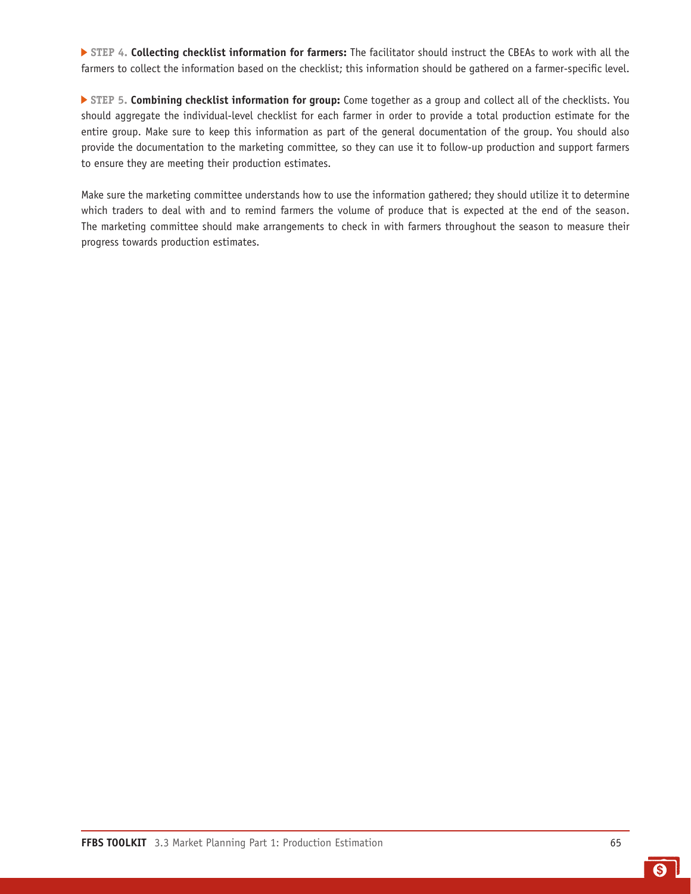▶ **STEP 4. Collecting checklist information for farmers:** The facilitator should instruct the CBEAs to work with all the farmers to collect the information based on the checklist; this information should be gathered on a farmer-specific level.

▶ **STEP 5. Combining checklist information for group:** Come together as a group and collect all of the checklists. You should aggregate the individual-level checklist for each farmer in order to provide a total production estimate for the entire group. Make sure to keep this information as part of the general documentation of the group. You should also provide the documentation to the marketing committee, so they can use it to follow-up production and support farmers to ensure they are meeting their production estimates.

Make sure the marketing committee understands how to use the information gathered; they should utilize it to determine which traders to deal with and to remind farmers the volume of produce that is expected at the end of the season. The marketing committee should make arrangements to check in with farmers throughout the season to measure their progress towards production estimates.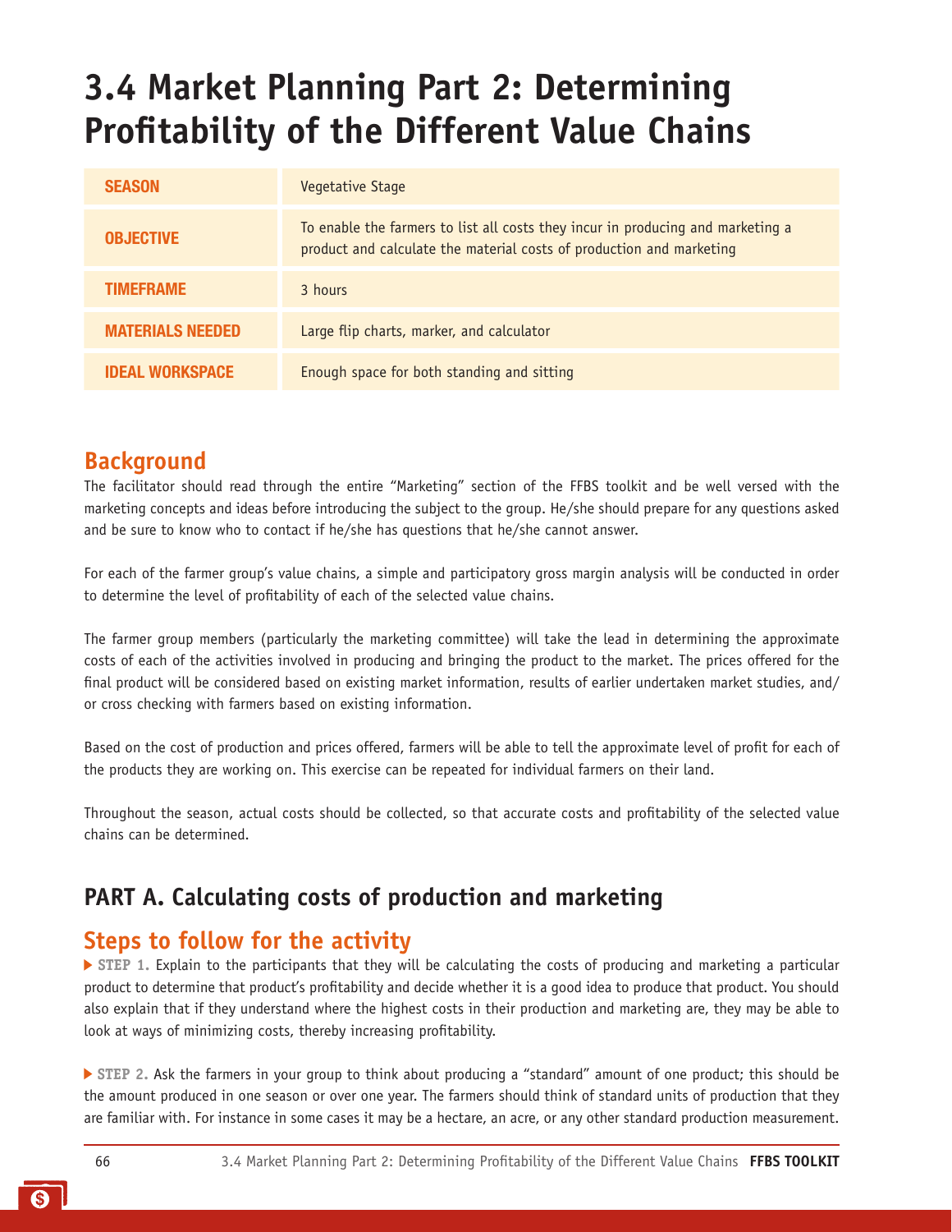# 3.4 Market Planning Part 2: Determining Profitability of the Different Value Chains

| | |
|---|---|
| **SEASON** | Vegetative Stage |
| **OBJECTIVE** | To enable the farmers to list all costs they incur in producing and marketing a product and calculate the material costs of production and marketing |
| **TIMEFRAME** | 3 hours |
| **MATERIALS NEEDED** | Large flip charts, marker, and calculator |
| **IDEAL WORKSPACE** | Enough space for both standing and sitting |

## Background

The facilitator should read through the entire "Marketing" section of the FFBS toolkit and be well versed with the marketing concepts and ideas before introducing the subject to the group. He/she should prepare for any questions asked and be sure to know who to contact if he/she has questions that he/she cannot answer.

For each of the farmer group's value chains, a simple and participatory gross margin analysis will be conducted in order to determine the level of profitability of each of the selected value chains.

The farmer group members (particularly the marketing committee) will take the lead in determining the approximate costs of each of the activities involved in producing and bringing the product to the market. The prices offered for the final product will be considered based on existing market information, results of earlier undertaken market studies, and/or cross checking with farmers based on existing information.

Based on the cost of production and prices offered, farmers will be able to tell the approximate level of profit for each of the products they are working on. This exercise can be repeated for individual farmers on their land.

Throughout the season, actual costs should be collected, so that accurate costs and profitability of the selected value chains can be determined.

## PART A. Calculating costs of production and marketing

### Steps to follow for the activity

▶ **STEP 1.** Explain to the participants that they will be calculating the costs of producing and marketing a particular product to determine that product's profitability and decide whether it is a good idea to produce that product. You should also explain that if they understand where the highest costs in their production and marketing are, they may be able to look at ways of minimizing costs, thereby increasing profitability.

▶ **STEP 2.** Ask the farmers in your group to think about producing a "standard" amount of one product; this should be the amount produced in one season or over one year. The farmers should think of standard units of production that they are familiar with. For instance in some cases it may be a hectare, an acre, or any other standard production measurement.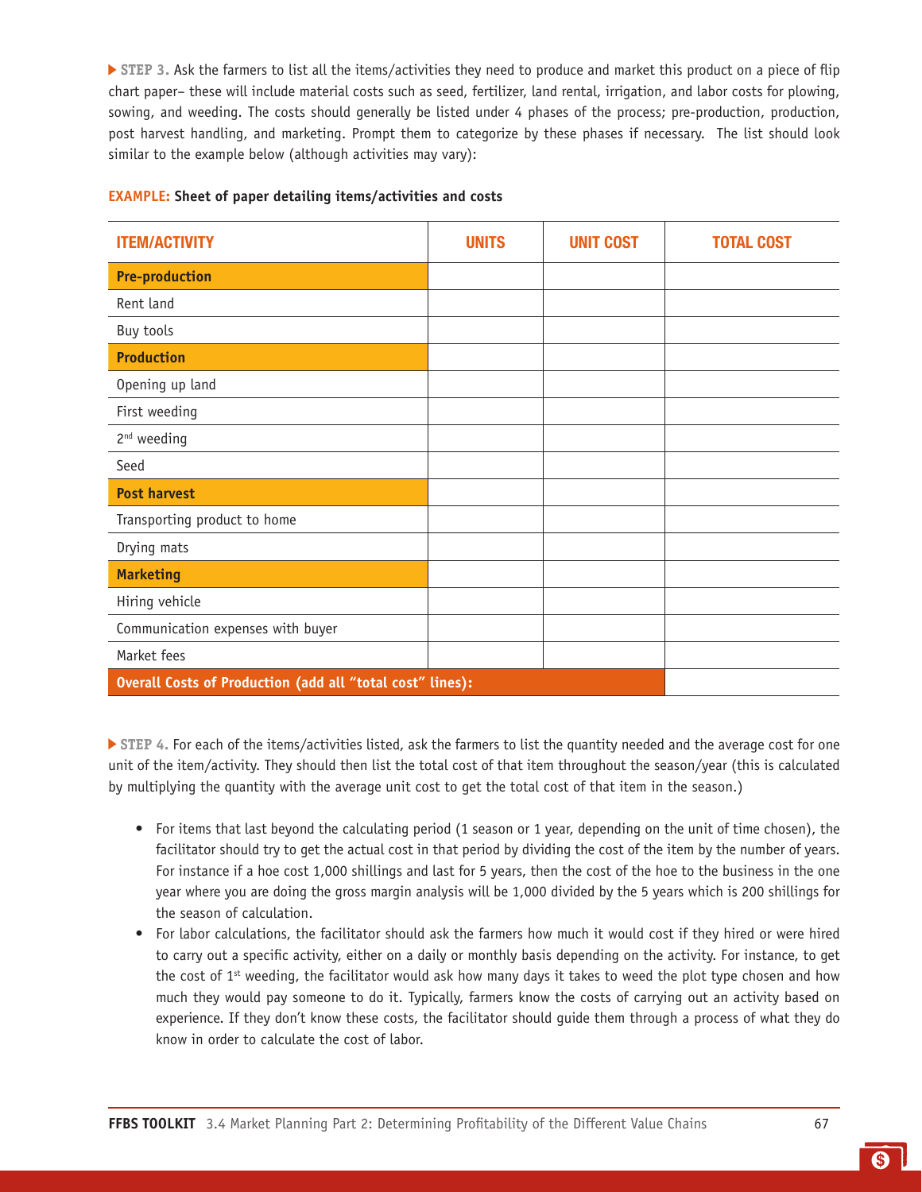▶ **STEP 3.** Ask the farmers to list all the items/activities they need to produce and market this product on a piece of flip chart paper– these will include material costs such as seed, fertilizer, land rental, irrigation, and labor costs for plowing, sowing, and weeding. The costs should generally be listed under 4 phases of the process; pre-production, production, post harvest handling, and marketing. Prompt them to categorize by these phases if necessary. The list should look similar to the example below (although activities may vary):

**EXAMPLE: Sheet of paper detailing items/activities and costs**

| ITEM/ACTIVITY | UNITS | UNIT COST | TOTAL COST |
|---|---|---|---|
| **Pre-production** | | | |
| Rent land | | | |
| Buy tools | | | |
| **Production** | | | |
| Opening up land | | | |
| First weeding | | | |
| 2nd weeding | | | |
| Seed | | | |
| **Post harvest** | | | |
| Transporting product to home | | | |
| Drying mats | | | |
| **Marketing** | | | |
| Hiring vehicle | | | |
| Communication expenses with buyer | | | |
| Market fees | | | |
| **Overall Costs of Production (add all "total cost" lines):** | | | |

▶ **STEP 4.** For each of the items/activities listed, ask the farmers to list the quantity needed and the average cost for one unit of the item/activity. They should then list the total cost of that item throughout the season/year (this is calculated by multiplying the quantity with the average unit cost to get the total cost of that item in the season.)

- For items that last beyond the calculating period (1 season or 1 year, depending on the unit of time chosen), the facilitator should try to get the actual cost in that period by dividing the cost of the item by the number of years. For instance if a hoe cost 1,000 shillings and last for 5 years, then the cost of the hoe to the business in the one year where you are doing the gross margin analysis will be 1,000 divided by the 5 years which is 200 shillings for the season of calculation.
- For labor calculations, the facilitator should ask the farmers how much it would cost if they hired or were hired to carry out a specific activity, either on a daily or monthly basis depending on the activity. For instance, to get the cost of 1st weeding, the facilitator would ask how many days it takes to weed the plot type chosen and how much they would pay someone to do it. Typically, farmers know the costs of carrying out an activity based on experience. If they don't know these costs, the facilitator should guide them through a process of what they do know in order to calculate the cost of labor.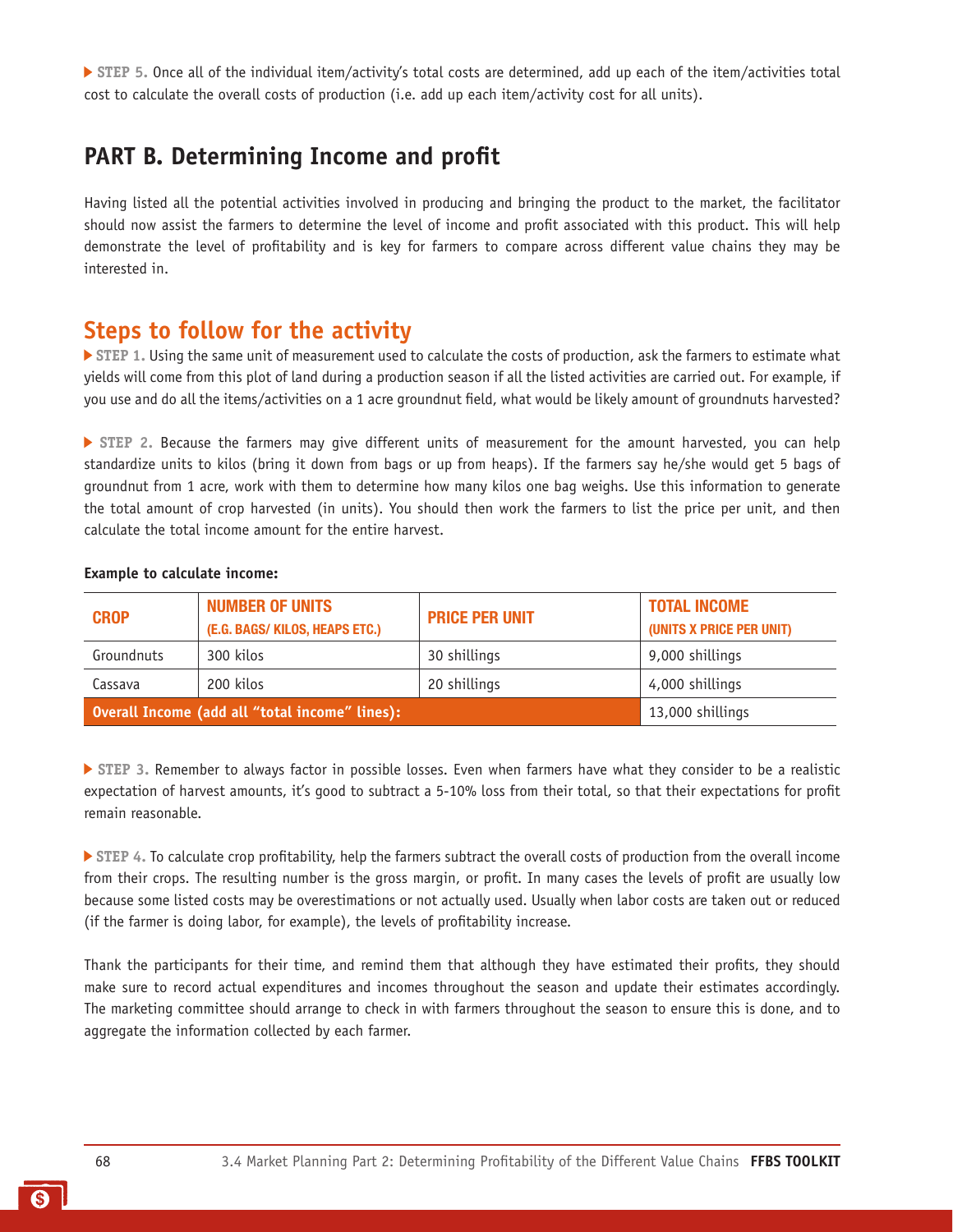▶ **STEP 5.** Once all of the individual item/activity's total costs are determined, add up each of the item/activities total cost to calculate the overall costs of production (i.e. add up each item/activity cost for all units).

## PART B. Determining Income and profit

Having listed all the potential activities involved in producing and bringing the product to the market, the facilitator should now assist the farmers to determine the level of income and profit associated with this product. This will help demonstrate the level of profitability and is key for farmers to compare across different value chains they may be interested in.

## Steps to follow for the activity

▶ **STEP 1.** Using the same unit of measurement used to calculate the costs of production, ask the farmers to estimate what yields will come from this plot of land during a production season if all the listed activities are carried out. For example, if you use and do all the items/activities on a 1 acre groundnut field, what would be likely amount of groundnuts harvested?

▶ **STEP 2.** Because the farmers may give different units of measurement for the amount harvested, you can help standardize units to kilos (bring it down from bags or up from heaps). If the farmers say he/she would get 5 bags of groundnut from 1 acre, work with them to determine how many kilos one bag weighs. Use this information to generate the total amount of crop harvested (in units). You should then work the farmers to list the price per unit, and then calculate the total income amount for the entire harvest.

**Example to calculate income:**

| CROP | NUMBER OF UNITS (E.G. BAGS/ KILOS, HEAPS ETC.) | PRICE PER UNIT | TOTAL INCOME (UNITS X PRICE PER UNIT) |
|---|---|---|---|
| Groundnuts | 300 kilos | 30 shillings | 9,000 shillings |
| Cassava | 200 kilos | 20 shillings | 4,000 shillings |
| **Overall Income (add all "total income" lines):** | | | 13,000 shillings |

▶ **STEP 3.** Remember to always factor in possible losses. Even when farmers have what they consider to be a realistic expectation of harvest amounts, it's good to subtract a 5-10% loss from their total, so that their expectations for profit remain reasonable.

▶ **STEP 4.** To calculate crop profitability, help the farmers subtract the overall costs of production from the overall income from their crops. The resulting number is the gross margin, or profit. In many cases the levels of profit are usually low because some listed costs may be overestimations or not actually used. Usually when labor costs are taken out or reduced (if the farmer is doing labor, for example), the levels of profitability increase.

Thank the participants for their time, and remind them that although they have estimated their profits, they should make sure to record actual expenditures and incomes throughout the season and update their estimates accordingly. The marketing committee should arrange to check in with farmers throughout the season to ensure this is done, and to aggregate the information collected by each farmer.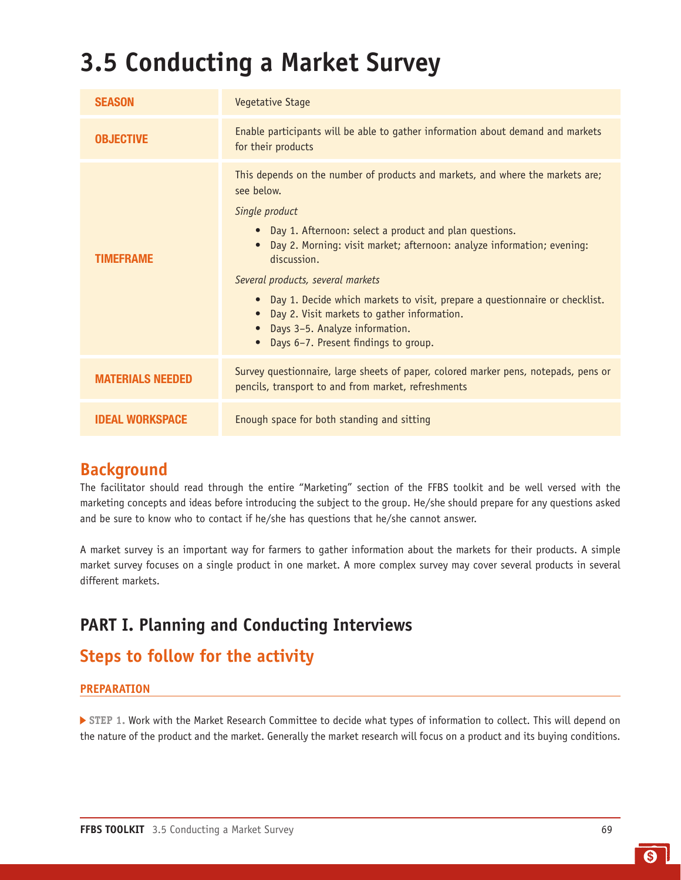# 3.5 Conducting a Market Survey

| | |
|---|---|
| **SEASON** | Vegetative Stage |
| **OBJECTIVE** | Enable participants will be able to gather information about demand and markets for their products |
| **TIMEFRAME** | This depends on the number of products and markets, and where the markets are; see below.<br>*Single product*<br>• Day 1. Afternoon: select a product and plan questions.<br>• Day 2. Morning: visit market; afternoon: analyze information; evening: discussion.<br>*Several products, several markets*<br>• Day 1. Decide which markets to visit, prepare a questionnaire or checklist.<br>• Day 2. Visit markets to gather information.<br>• Days 3–5. Analyze information.<br>• Days 6–7. Present findings to group. |
| **MATERIALS NEEDED** | Survey questionnaire, large sheets of paper, colored marker pens, notepads, pens or pencils, transport to and from market, refreshments |
| **IDEAL WORKSPACE** | Enough space for both standing and sitting |

## Background

The facilitator should read through the entire "Marketing" section of the FFBS toolkit and be well versed with the marketing concepts and ideas before introducing the subject to the group. He/she should prepare for any questions asked and be sure to know who to contact if he/she has questions that he/she cannot answer.

A market survey is an important way for farmers to gather information about the markets for their products. A simple market survey focuses on a single product in one market. A more complex survey may cover several products in several different markets.

## PART I. Planning and Conducting Interviews

### Steps to follow for the activity

#### PREPARATION

**STEP 1.** Work with the Market Research Committee to decide what types of information to collect. This will depend on the nature of the product and the market. Generally the market research will focus on a product and its buying conditions.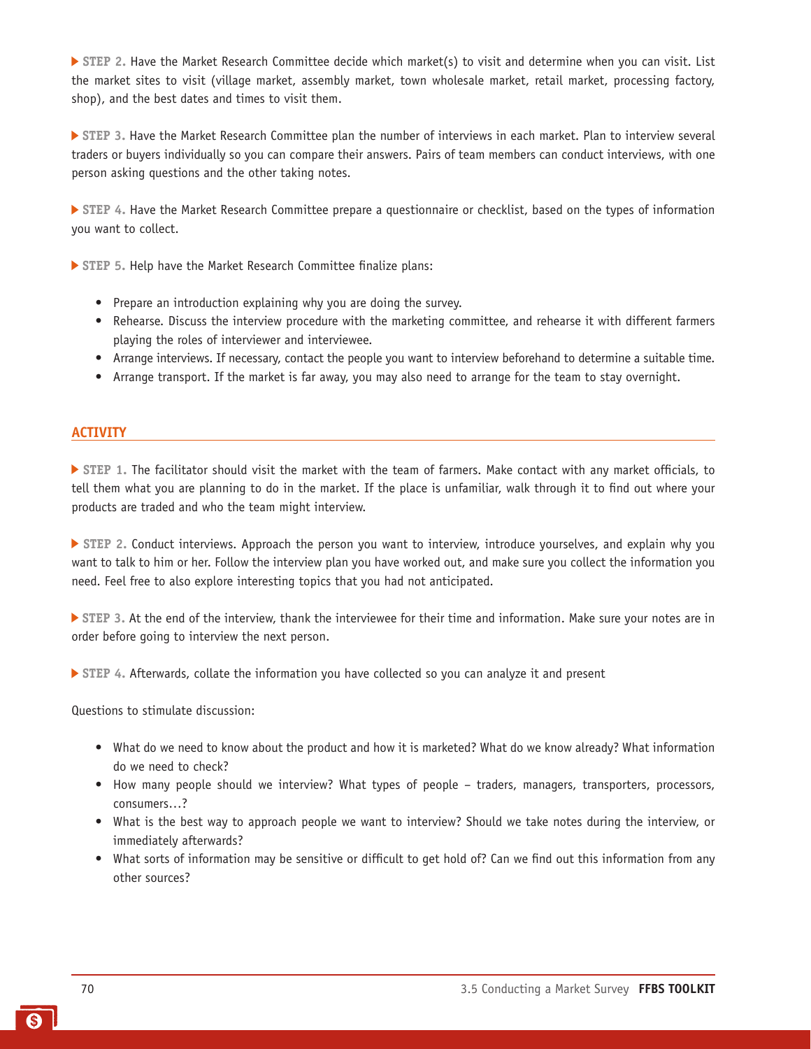▶ **STEP 2.** Have the Market Research Committee decide which market(s) to visit and determine when you can visit. List the market sites to visit (village market, assembly market, town wholesale market, retail market, processing factory, shop), and the best dates and times to visit them.

▶ **STEP 3.** Have the Market Research Committee plan the number of interviews in each market. Plan to interview several traders or buyers individually so you can compare their answers. Pairs of team members can conduct interviews, with one person asking questions and the other taking notes.

▶ **STEP 4.** Have the Market Research Committee prepare a questionnaire or checklist, based on the types of information you want to collect.

▶ **STEP 5.** Help have the Market Research Committee finalize plans:

- Prepare an introduction explaining why you are doing the survey.
- Rehearse. Discuss the interview procedure with the marketing committee, and rehearse it with different farmers playing the roles of interviewer and interviewee.
- Arrange interviews. If necessary, contact the people you want to interview beforehand to determine a suitable time.
- Arrange transport. If the market is far away, you may also need to arrange for the team to stay overnight.

## ACTIVITY

▶ **STEP 1.** The facilitator should visit the market with the team of farmers. Make contact with any market officials, to tell them what you are planning to do in the market. If the place is unfamiliar, walk through it to find out where your products are traded and who the team might interview.

▶ **STEP 2.** Conduct interviews. Approach the person you want to interview, introduce yourselves, and explain why you want to talk to him or her. Follow the interview plan you have worked out, and make sure you collect the information you need. Feel free to also explore interesting topics that you had not anticipated.

▶ **STEP 3.** At the end of the interview, thank the interviewee for their time and information. Make sure your notes are in order before going to interview the next person.

▶ **STEP 4.** Afterwards, collate the information you have collected so you can analyze it and present

Questions to stimulate discussion:

- What do we need to know about the product and how it is marketed? What do we know already? What information do we need to check?
- How many people should we interview? What types of people – traders, managers, transporters, processors, consumers…?
- What is the best way to approach people we want to interview? Should we take notes during the interview, or immediately afterwards?
- What sorts of information may be sensitive or difficult to get hold of? Can we find out this information from any other sources?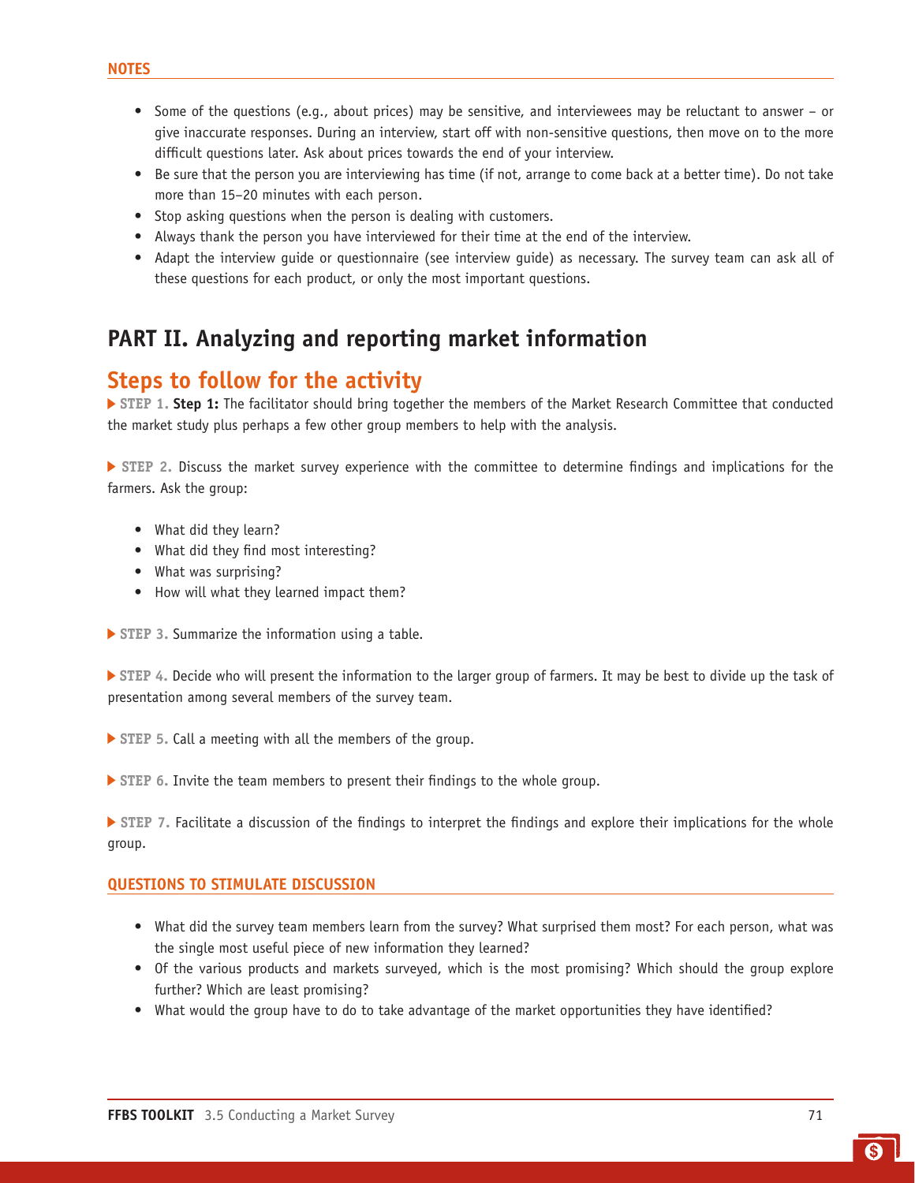### NOTES

- Some of the questions (e.g., about prices) may be sensitive, and interviewees may be reluctant to answer – or give inaccurate responses. During an interview, start off with non-sensitive questions, then move on to the more difficult questions later. Ask about prices towards the end of your interview.
- Be sure that the person you are interviewing has time (if not, arrange to come back at a better time). Do not take more than 15–20 minutes with each person.
- Stop asking questions when the person is dealing with customers.
- Always thank the person you have interviewed for their time at the end of the interview.
- Adapt the interview guide or questionnaire (see interview guide) as necessary. The survey team can ask all of these questions for each product, or only the most important questions.

# PART II. Analyzing and reporting market information

## Steps to follow for the activity

▶ **STEP 1.** **Step 1:** The facilitator should bring together the members of the Market Research Committee that conducted the market study plus perhaps a few other group members to help with the analysis.

▶ **STEP 2.** Discuss the market survey experience with the committee to determine findings and implications for the farmers. Ask the group:

- What did they learn?
- What did they find most interesting?
- What was surprising?
- How will what they learned impact them?

▶ **STEP 3.** Summarize the information using a table.

▶ **STEP 4.** Decide who will present the information to the larger group of farmers. It may be best to divide up the task of presentation among several members of the survey team.

▶ **STEP 5.** Call a meeting with all the members of the group.

▶ **STEP 6.** Invite the team members to present their findings to the whole group.

▶ **STEP 7.** Facilitate a discussion of the findings to interpret the findings and explore their implications for the whole group.

### QUESTIONS TO STIMULATE DISCUSSION

- What did the survey team members learn from the survey? What surprised them most? For each person, what was the single most useful piece of new information they learned?
- Of the various products and markets surveyed, which is the most promising? Which should the group explore further? Which are least promising?
- What would the group have to do to take advantage of the market opportunities they have identified?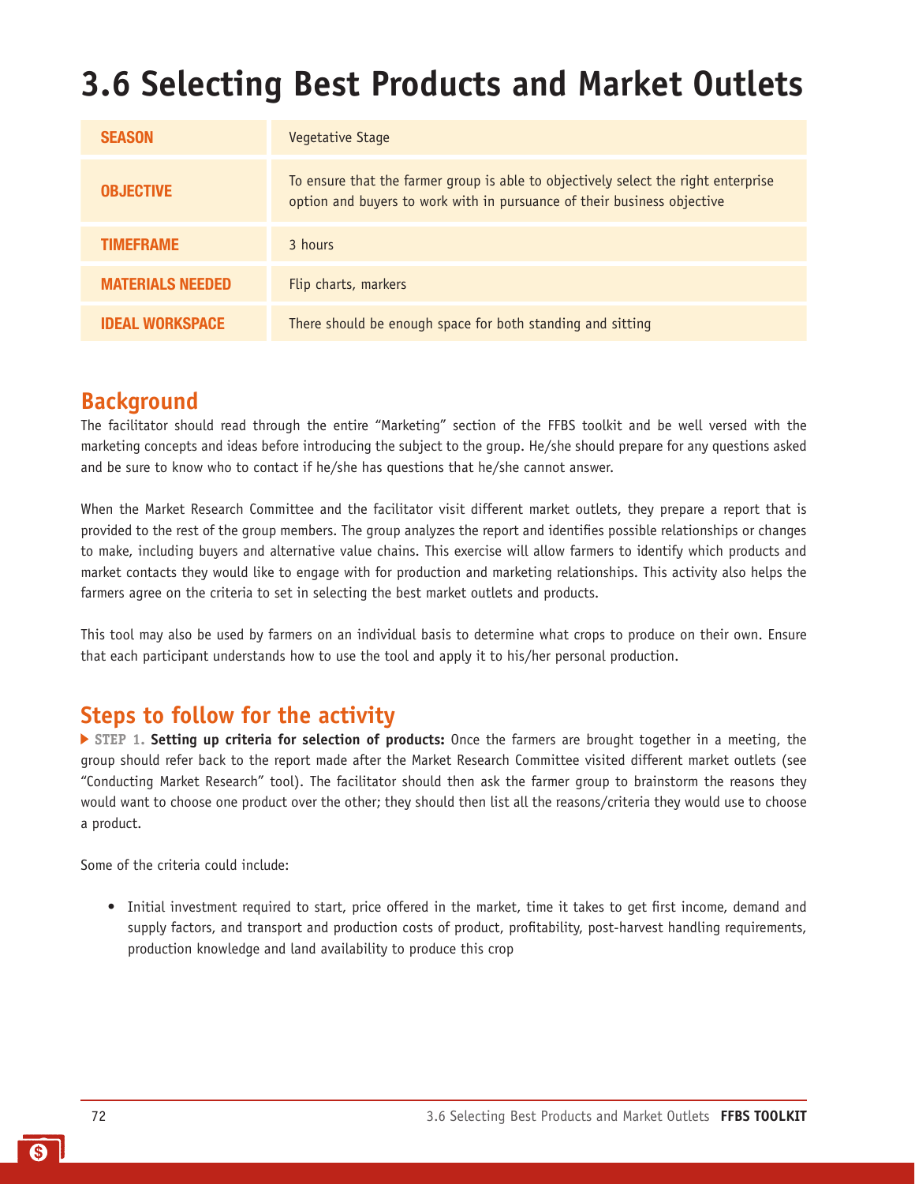# 3.6 Selecting Best Products and Market Outlets

| | |
|---|---|
| **SEASON** | Vegetative Stage |
| **OBJECTIVE** | To ensure that the farmer group is able to objectively select the right enterprise option and buyers to work with in pursuance of their business objective |
| **TIMEFRAME** | 3 hours |
| **MATERIALS NEEDED** | Flip charts, markers |
| **IDEAL WORKSPACE** | There should be enough space for both standing and sitting |

## Background

The facilitator should read through the entire "Marketing" section of the FFBS toolkit and be well versed with the marketing concepts and ideas before introducing the subject to the group. He/she should prepare for any questions asked and be sure to know who to contact if he/she has questions that he/she cannot answer.

When the Market Research Committee and the facilitator visit different market outlets, they prepare a report that is provided to the rest of the group members. The group analyzes the report and identifies possible relationships or changes to make, including buyers and alternative value chains. This exercise will allow farmers to identify which products and market contacts they would like to engage with for production and marketing relationships. This activity also helps the farmers agree on the criteria to set in selecting the best market outlets and products.

This tool may also be used by farmers on an individual basis to determine what crops to produce on their own. Ensure that each participant understands how to use the tool and apply it to his/her personal production.

## Steps to follow for the activity

▶ **STEP 1. Setting up criteria for selection of products:** Once the farmers are brought together in a meeting, the group should refer back to the report made after the Market Research Committee visited different market outlets (see "Conducting Market Research" tool). The facilitator should then ask the farmer group to brainstorm the reasons they would want to choose one product over the other; they should then list all the reasons/criteria they would use to choose a product.

Some of the criteria could include:

- Initial investment required to start, price offered in the market, time it takes to get first income, demand and supply factors, and transport and production costs of product, profitability, post-harvest handling requirements, production knowledge and land availability to produce this crop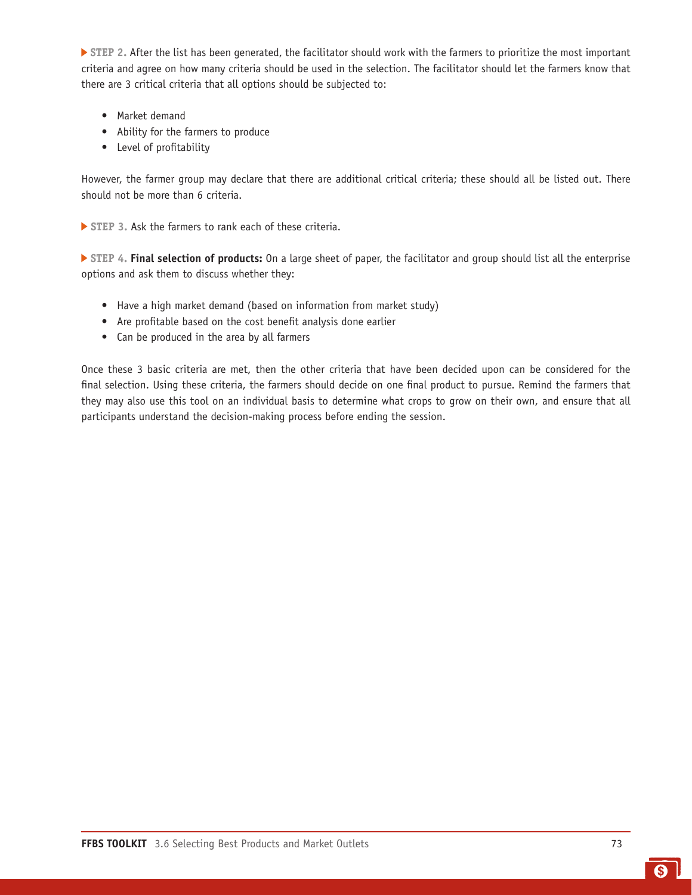**STEP 2.** After the list has been generated, the facilitator should work with the farmers to prioritize the most important criteria and agree on how many criteria should be used in the selection. The facilitator should let the farmers know that there are 3 critical criteria that all options should be subjected to:

- Market demand
- Ability for the farmers to produce
- Level of profitability

However, the farmer group may declare that there are additional critical criteria; these should all be listed out. There should not be more than 6 criteria.

**STEP 3.** Ask the farmers to rank each of these criteria.

**STEP 4. Final selection of products:** On a large sheet of paper, the facilitator and group should list all the enterprise options and ask them to discuss whether they:

- Have a high market demand (based on information from market study)
- Are profitable based on the cost benefit analysis done earlier
- Can be produced in the area by all farmers

Once these 3 basic criteria are met, then the other criteria that have been decided upon can be considered for the final selection. Using these criteria, the farmers should decide on one final product to pursue. Remind the farmers that they may also use this tool on an individual basis to determine what crops to grow on their own, and ensure that all participants understand the decision-making process before ending the session.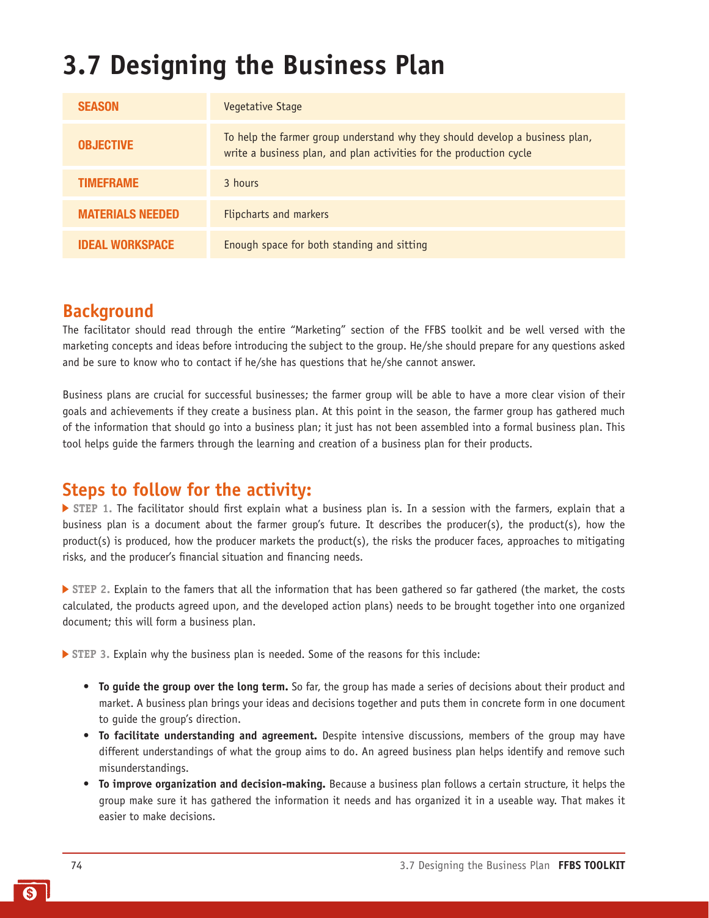# 3.7 Designing the Business Plan

| | |
|---|---|
| **SEASON** | Vegetative Stage |
| **OBJECTIVE** | To help the farmer group understand why they should develop a business plan, write a business plan, and plan activities for the production cycle |
| **TIMEFRAME** | 3 hours |
| **MATERIALS NEEDED** | Flipcharts and markers |
| **IDEAL WORKSPACE** | Enough space for both standing and sitting |

## Background

The facilitator should read through the entire "Marketing" section of the FFBS toolkit and be well versed with the marketing concepts and ideas before introducing the subject to the group. He/she should prepare for any questions asked and be sure to know who to contact if he/she has questions that he/she cannot answer.

Business plans are crucial for successful businesses; the farmer group will be able to have a more clear vision of their goals and achievements if they create a business plan. At this point in the season, the farmer group has gathered much of the information that should go into a business plan; it just has not been assembled into a formal business plan. This tool helps guide the farmers through the learning and creation of a business plan for their products.

## Steps to follow for the activity:

▶ **STEP 1.** The facilitator should first explain what a business plan is. In a session with the farmers, explain that a business plan is a document about the farmer group's future. It describes the producer(s), the product(s), how the product(s) is produced, how the producer markets the product(s), the risks the producer faces, approaches to mitigating risks, and the producer's financial situation and financing needs.

▶ **STEP 2.** Explain to the famers that all the information that has been gathered so far gathered (the market, the costs calculated, the products agreed upon, and the developed action plans) needs to be brought together into one organized document; this will form a business plan.

▶ **STEP 3.** Explain why the business plan is needed. Some of the reasons for this include:

- **To guide the group over the long term.** So far, the group has made a series of decisions about their product and market. A business plan brings your ideas and decisions together and puts them in concrete form in one document to guide the group's direction.
- **To facilitate understanding and agreement.** Despite intensive discussions, members of the group may have different understandings of what the group aims to do. An agreed business plan helps identify and remove such misunderstandings.
- **To improve organization and decision-making.** Because a business plan follows a certain structure, it helps the group make sure it has gathered the information it needs and has organized it in a useable way. That makes it easier to make decisions.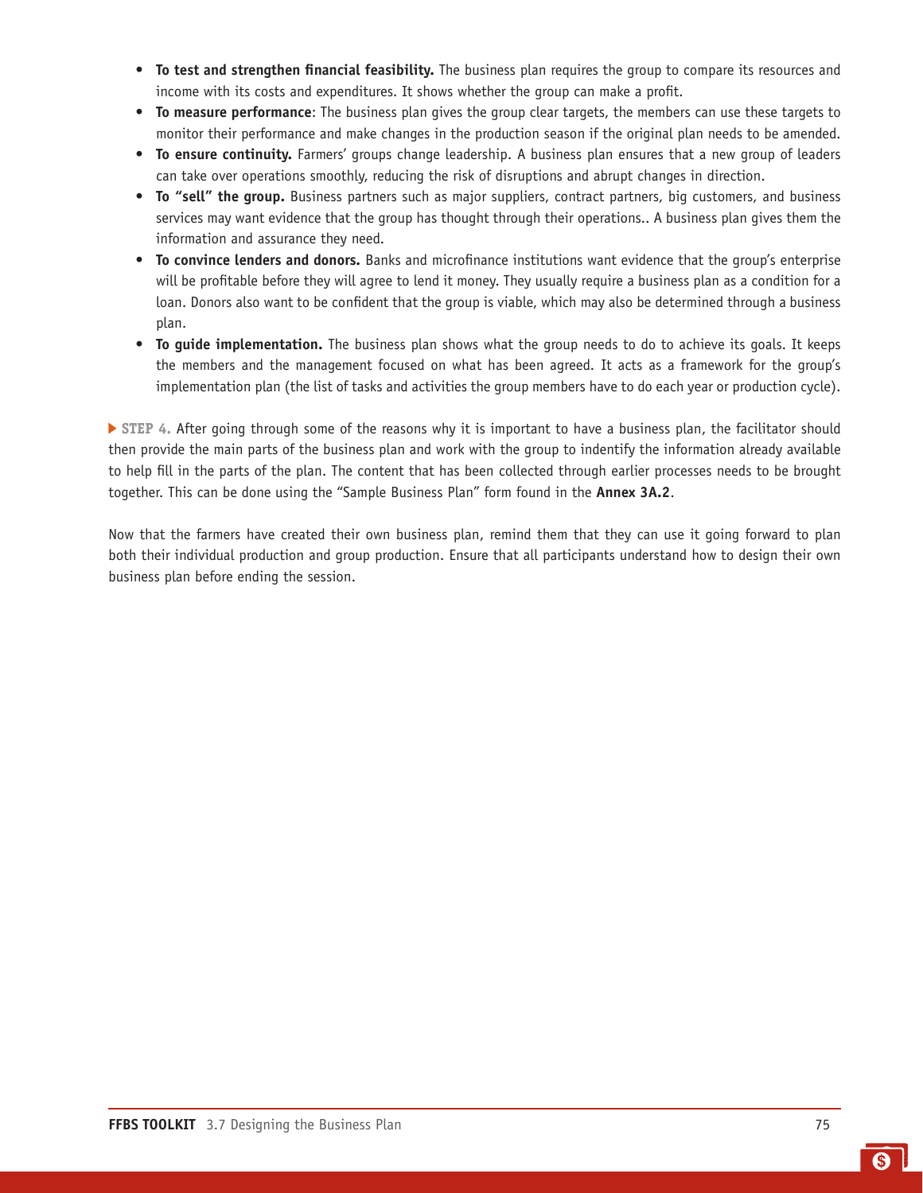- **To test and strengthen financial feasibility.** The business plan requires the group to compare its resources and income with its costs and expenditures. It shows whether the group can make a profit.
- **To measure performance**: The business plan gives the group clear targets, the members can use these targets to monitor their performance and make changes in the production season if the original plan needs to be amended.
- **To ensure continuity.** Farmers' groups change leadership. A business plan ensures that a new group of leaders can take over operations smoothly, reducing the risk of disruptions and abrupt changes in direction.
- **To "sell" the group.** Business partners such as major suppliers, contract partners, big customers, and business services may want evidence that the group has thought through their operations.. A business plan gives them the information and assurance they need.
- **To convince lenders and donors.** Banks and microfinance institutions want evidence that the group's enterprise will be profitable before they will agree to lend it money. They usually require a business plan as a condition for a loan. Donors also want to be confident that the group is viable, which may also be determined through a business plan.
- **To guide implementation.** The business plan shows what the group needs to do to achieve its goals. It keeps the members and the management focused on what has been agreed. It acts as a framework for the group's implementation plan (the list of tasks and activities the group members have to do each year or production cycle).

**STEP 4.** After going through some of the reasons why it is important to have a business plan, the facilitator should then provide the main parts of the business plan and work with the group to indentify the information already available to help fill in the parts of the plan. The content that has been collected through earlier processes needs to be brought together. This can be done using the "Sample Business Plan" form found in the **Annex 3A.2**.

Now that the farmers have created their own business plan, remind them that they can use it going forward to plan both their individual production and group production. Ensure that all participants understand how to design their own business plan before ending the session.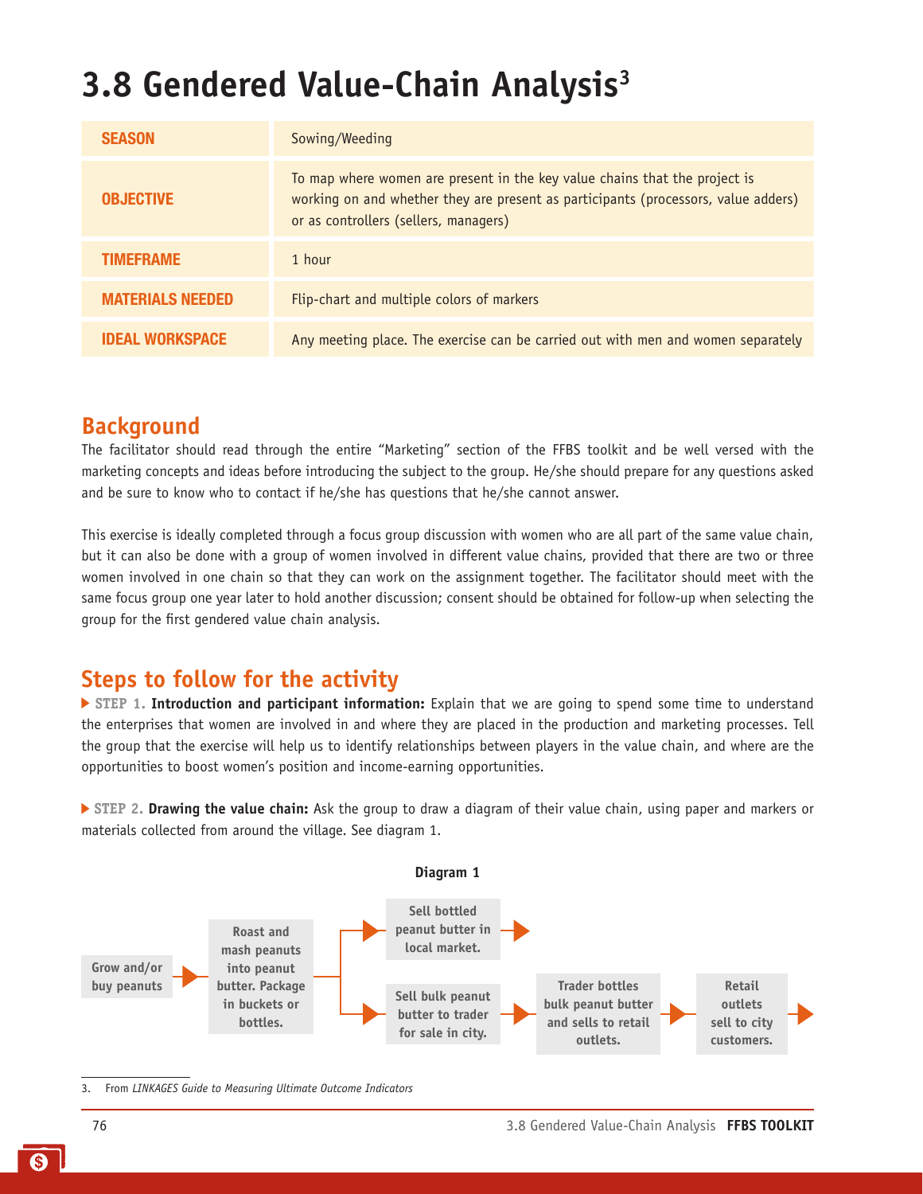# 3.8 Gendered Value-Chain Analysis[3]

| | |
|---|---|
| **SEASON** | Sowing/Weeding |
| **OBJECTIVE** | To map where women are present in the key value chains that the project is working on and whether they are present as participants (processors, value adders) or as controllers (sellers, managers) |
| **TIMEFRAME** | 1 hour |
| **MATERIALS NEEDED** | Flip-chart and multiple colors of markers |
| **IDEAL WORKSPACE** | Any meeting place. The exercise can be carried out with men and women separately |

## Background

The facilitator should read through the entire "Marketing" section of the FFBS toolkit and be well versed with the marketing concepts and ideas before introducing the subject to the group. He/she should prepare for any questions asked and be sure to know who to contact if he/she has questions that he/she cannot answer.

This exercise is ideally completed through a focus group discussion with women who are all part of the same value chain, but it can also be done with a group of women involved in different value chains, provided that there are two or three women involved in one chain so that they can work on the assignment together. The facilitator should meet with the same focus group one year later to hold another discussion; consent should be obtained for follow-up when selecting the group for the first gendered value chain analysis.

## Steps to follow for the activity

▶ STEP 1. **Introduction and participant information:** Explain that we are going to spend some time to understand the enterprises that women are involved in and where they are placed in the production and marketing processes. Tell the group that the exercise will help us to identify relationships between players in the value chain, and where are the opportunities to boost women's position and income-earning opportunities.

▶ STEP 2. **Drawing the value chain:** Ask the group to draw a diagram of their value chain, using paper and markers or materials collected from around the village. See diagram 1.

**Diagram 1**

Grow and/or buy peanuts

Roast and mash peanuts into peanut butter. Package in buckets or bottles.

Sell bottled peanut butter in local market.

Sell bulk peanut butter to trader for sale in city.

Trader bottles bulk peanut butter and sells to retail outlets.

Retail outlets sell to city customers.

3. From *LINKAGES Guide to Measuring Ultimate Outcome Indicators*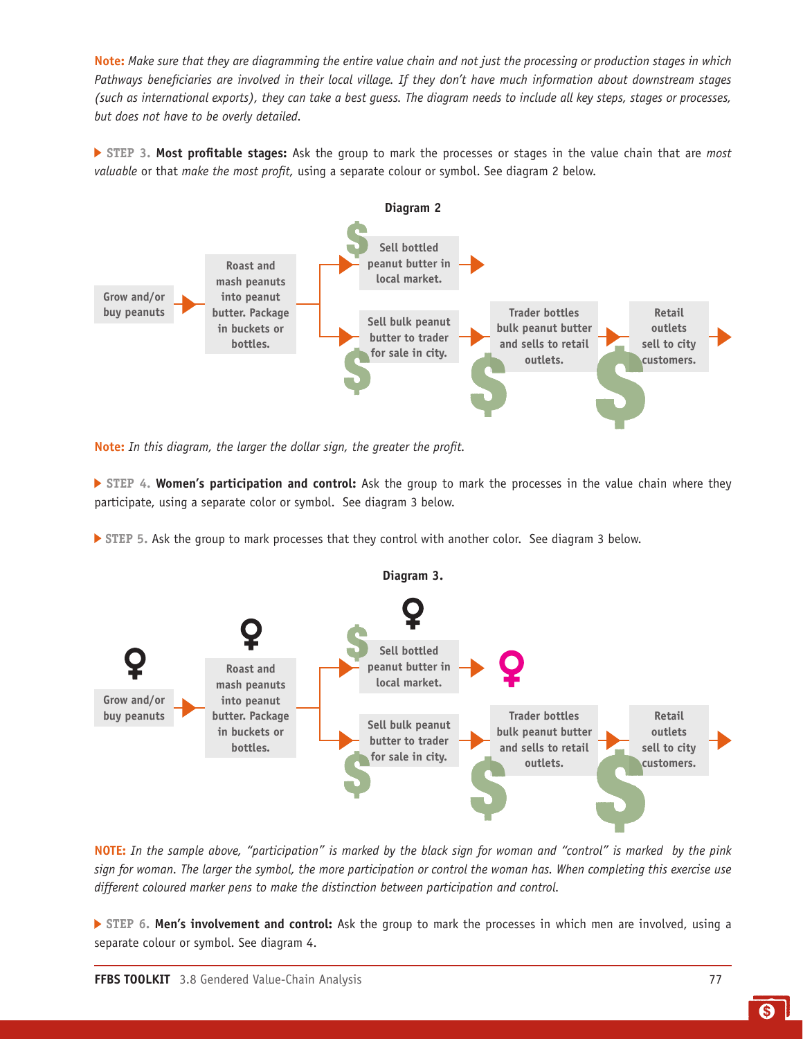**Note:** *Make sure that they are diagramming the entire value chain and not just the processing or production stages in which Pathways beneficiaries are involved in their local village. If they don't have much information about downstream stages (such as international exports), they can take a best guess. The diagram needs to include all key steps, stages or processes, but does not have to be overly detailed.*

▶ **STEP 3. Most profitable stages:** Ask the group to mark the processes or stages in the value chain that are *most valuable* or that *make the most profit,* using a separate colour or symbol. See diagram 2 below.

**Diagram 2**

Grow and/or buy peanuts

Roast and mash peanuts into peanut butter. Package in buckets or bottles.

Sell bottled peanut butter in local market.

Sell bulk peanut butter to trader for sale in city.

Trader bottles bulk peanut butter and sells to retail outlets.

Retail outlets sell to city customers.

**Note:** *In this diagram, the larger the dollar sign, the greater the profit.*

▶ **STEP 4. Women's participation and control:** Ask the group to mark the processes in the value chain where they participate, using a separate color or symbol. See diagram 3 below.

▶ **STEP 5.** Ask the group to mark processes that they control with another color. See diagram 3 below.

**Diagram 3.**

Grow and/or buy peanuts

Roast and mash peanuts into peanut butter. Package in buckets or bottles.

Sell bottled peanut butter in local market.

Sell bulk peanut butter to trader for sale in city.

Trader bottles bulk peanut butter and sells to retail outlets.

Retail outlets sell to city customers.

**NOTE:** *In the sample above, "participation" is marked by the black sign for woman and "control" is marked by the pink sign for woman. The larger the symbol, the more participation or control the woman has. When completing this exercise use different coloured marker pens to make the distinction between participation and control.*

▶ **STEP 6. Men's involvement and control:** Ask the group to mark the processes in which men are involved, using a separate colour or symbol. See diagram 4.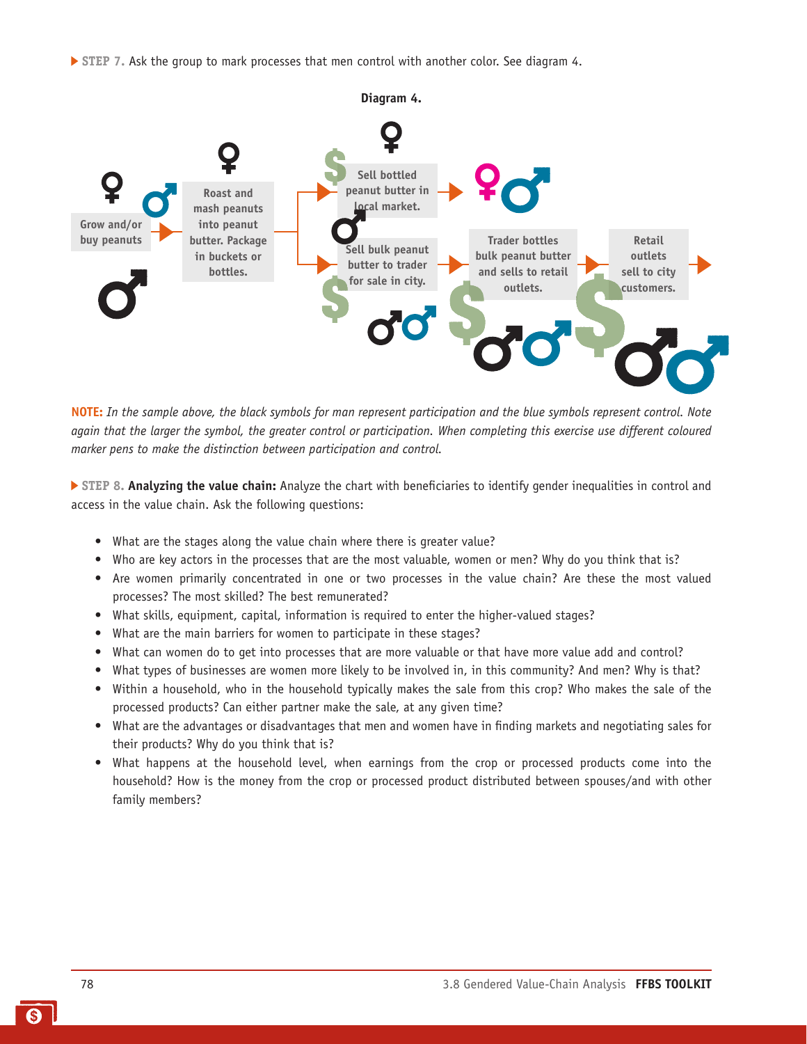▶ **STEP 7.** Ask the group to mark processes that men control with another color. See diagram 4.

**Diagram 4.**

Grow and/or buy peanuts

Roast and mash peanuts into peanut butter. Package in buckets or bottles.

Sell bottled peanut butter in local market.

Sell bulk peanut butter to trader for sale in city.

Trader bottles bulk peanut butter and sells to retail outlets.

Retail outlets sell to city customers.

**NOTE:** *In the sample above, the black symbols for man represent participation and the blue symbols represent control. Note again that the larger the symbol, the greater control or participation. When completing this exercise use different coloured marker pens to make the distinction between participation and control.*

▶ **STEP 8. Analyzing the value chain:** Analyze the chart with beneficiaries to identify gender inequalities in control and access in the value chain. Ask the following questions:

- What are the stages along the value chain where there is greater value?
- Who are key actors in the processes that are the most valuable, women or men? Why do you think that is?
- Are women primarily concentrated in one or two processes in the value chain? Are these the most valued processes? The most skilled? The best remunerated?
- What skills, equipment, capital, information is required to enter the higher-valued stages?
- What are the main barriers for women to participate in these stages?
- What can women do to get into processes that are more valuable or that have more value add and control?
- What types of businesses are women more likely to be involved in, in this community? And men? Why is that?
- Within a household, who in the household typically makes the sale from this crop? Who makes the sale of the processed products? Can either partner make the sale, at any given time?
- What are the advantages or disadvantages that men and women have in finding markets and negotiating sales for their products? Why do you think that is?
- What happens at the household level, when earnings from the crop or processed products come into the household? How is the money from the crop or processed product distributed between spouses/and with other family members?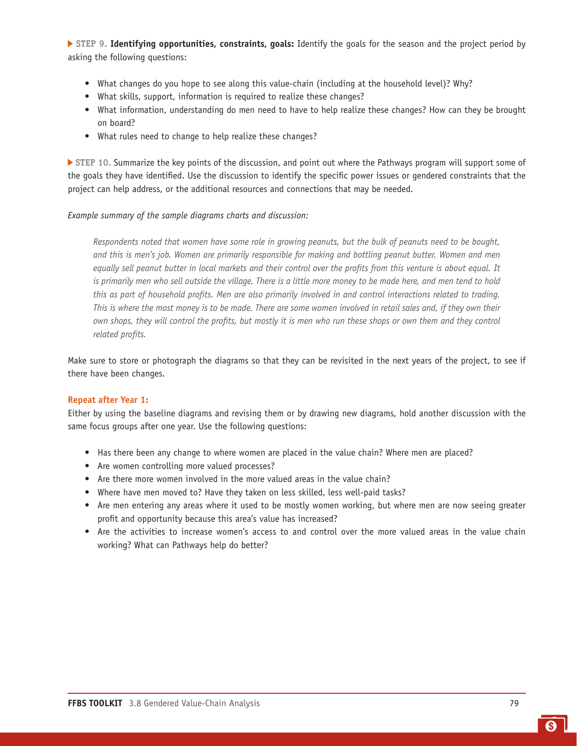▶ **STEP 9. Identifying opportunities, constraints, goals:** Identify the goals for the season and the project period by asking the following questions:

- What changes do you hope to see along this value-chain (including at the household level)? Why?
- What skills, support, information is required to realize these changes?
- What information, understanding do men need to have to help realize these changes? How can they be brought on board?
- What rules need to change to help realize these changes?

▶ **STEP 10.** Summarize the key points of the discussion, and point out where the Pathways program will support some of the goals they have identified. Use the discussion to identify the specific power issues or gendered constraints that the project can help address, or the additional resources and connections that may be needed.

*Example summary of the sample diagrams charts and discussion:*

> *Respondents noted that women have some role in growing peanuts, but the bulk of peanuts need to be bought, and this is men's job. Women are primarily responsible for making and bottling peanut butter. Women and men equally sell peanut butter in local markets and their control over the profits from this venture is about equal. It is primarily men who sell outside the village. There is a little more money to be made here, and men tend to hold this as part of household profits. Men are also primarily involved in and control interactions related to trading. This is where the most money is to be made. There are some women involved in retail sales and, if they own their own shops, they will control the profits, but mostly it is men who run these shops or own them and they control related profits.*

Make sure to store or photograph the diagrams so that they can be revisited in the next years of the project, to see if there have been changes.

**Repeat after Year 1:**

Either by using the baseline diagrams and revising them or by drawing new diagrams, hold another discussion with the same focus groups after one year. Use the following questions:

- Has there been any change to where women are placed in the value chain? Where men are placed?
- Are women controlling more valued processes?
- Are there more women involved in the more valued areas in the value chain?
- Where have men moved to? Have they taken on less skilled, less well-paid tasks?
- Are men entering any areas where it used to be mostly women working, but where men are now seeing greater profit and opportunity because this area's value has increased?
- Are the activities to increase women's access to and control over the more valued areas in the value chain working? What can Pathways help do better?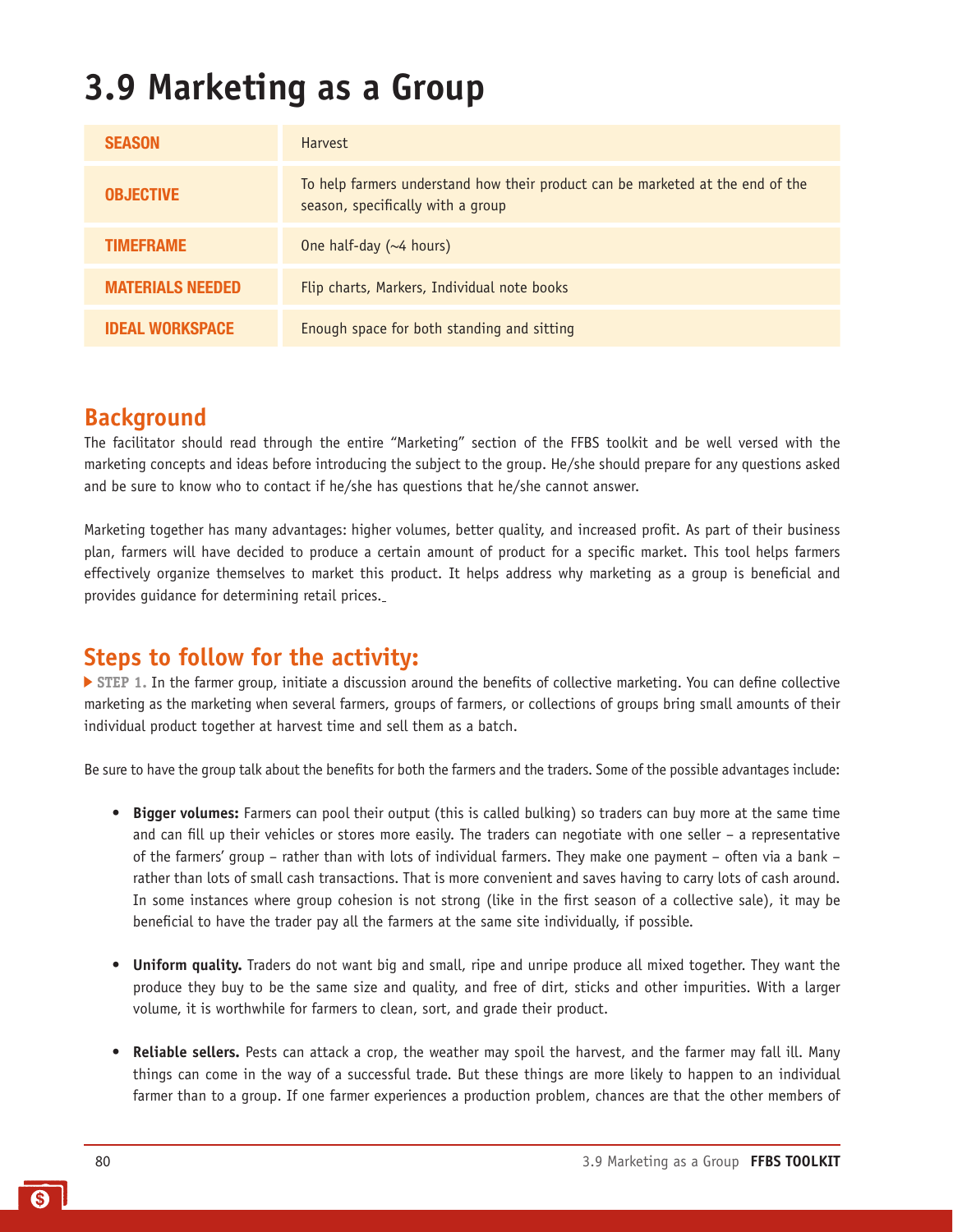# 3.9 Marketing as a Group

| | |
|---|---|
| **SEASON** | Harvest |
| **OBJECTIVE** | To help farmers understand how their product can be marketed at the end of the season, specifically with a group |
| **TIMEFRAME** | One half-day (~4 hours) |
| **MATERIALS NEEDED** | Flip charts, Markers, Individual note books |
| **IDEAL WORKSPACE** | Enough space for both standing and sitting |

## Background

The facilitator should read through the entire "Marketing" section of the FFBS toolkit and be well versed with the marketing concepts and ideas before introducing the subject to the group. He/she should prepare for any questions asked and be sure to know who to contact if he/she has questions that he/she cannot answer.

Marketing together has many advantages: higher volumes, better quality, and increased profit. As part of their business plan, farmers will have decided to produce a certain amount of product for a specific market. This tool helps farmers effectively organize themselves to market this product. It helps address why marketing as a group is beneficial and provides guidance for determining retail prices.

## Steps to follow for the activity:

▶ **STEP 1.** In the farmer group, initiate a discussion around the benefits of collective marketing. You can define collective marketing as the marketing when several farmers, groups of farmers, or collections of groups bring small amounts of their individual product together at harvest time and sell them as a batch.

Be sure to have the group talk about the benefits for both the farmers and the traders. Some of the possible advantages include:

- **Bigger volumes:** Farmers can pool their output (this is called bulking) so traders can buy more at the same time and can fill up their vehicles or stores more easily. The traders can negotiate with one seller – a representative of the farmers' group – rather than with lots of individual farmers. They make one payment – often via a bank – rather than lots of small cash transactions. That is more convenient and saves having to carry lots of cash around. In some instances where group cohesion is not strong (like in the first season of a collective sale), it may be beneficial to have the trader pay all the farmers at the same site individually, if possible.

- **Uniform quality.** Traders do not want big and small, ripe and unripe produce all mixed together. They want the produce they buy to be the same size and quality, and free of dirt, sticks and other impurities. With a larger volume, it is worthwhile for farmers to clean, sort, and grade their product.

- **Reliable sellers.** Pests can attack a crop, the weather may spoil the harvest, and the farmer may fall ill. Many things can come in the way of a successful trade. But these things are more likely to happen to an individual farmer than to a group. If one farmer experiences a production problem, chances are that the other members of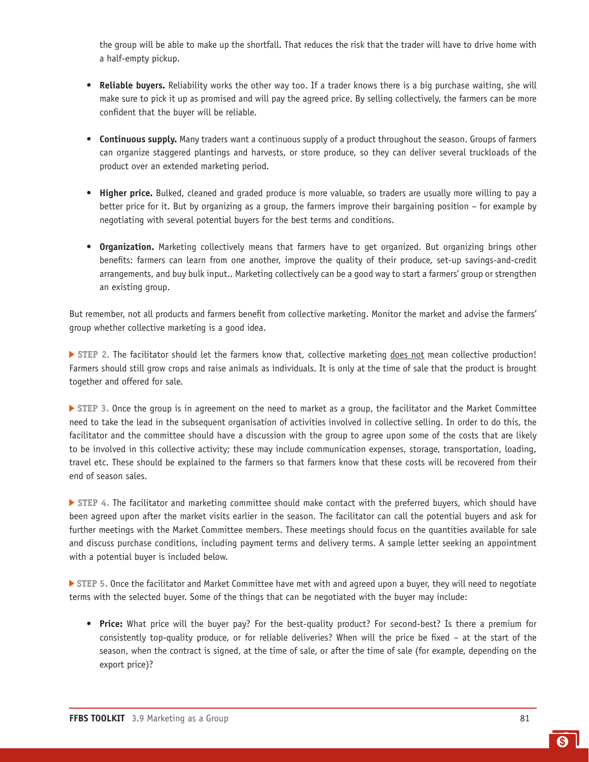the group will be able to make up the shortfall. That reduces the risk that the trader will have to drive home with a half-empty pickup.

- **Reliable buyers.** Reliability works the other way too. If a trader knows there is a big purchase waiting, she will make sure to pick it up as promised and will pay the agreed price. By selling collectively, the farmers can be more confident that the buyer will be reliable.

- **Continuous supply.** Many traders want a continuous supply of a product throughout the season. Groups of farmers can organize staggered plantings and harvests, or store produce, so they can deliver several truckloads of the product over an extended marketing period.

- **Higher price.** Bulked, cleaned and graded produce is more valuable, so traders are usually more willing to pay a better price for it. But by organizing as a group, the farmers improve their bargaining position – for example by negotiating with several potential buyers for the best terms and conditions.

- **Organization.** Marketing collectively means that farmers have to get organized. But organizing brings other benefits: farmers can learn from one another, improve the quality of their produce, set-up savings-and-credit arrangements, and buy bulk input.. Marketing collectively can be a good way to start a farmers' group or strengthen an existing group.

But remember, not all products and farmers benefit from collective marketing. Monitor the market and advise the farmers' group whether collective marketing is a good idea.

▶ **STEP 2.** The facilitator should let the farmers know that, collective marketing does not mean collective production! Farmers should still grow crops and raise animals as individuals. It is only at the time of sale that the product is brought together and offered for sale.

▶ **STEP 3.** Once the group is in agreement on the need to market as a group, the facilitator and the Market Committee need to take the lead in the subsequent organisation of activities involved in collective selling. In order to do this, the facilitator and the committee should have a discussion with the group to agree upon some of the costs that are likely to be involved in this collective activity; these may include communication expenses, storage, transportation, loading, travel etc. These should be explained to the farmers so that farmers know that these costs will be recovered from their end of season sales.

▶ **STEP 4.** The facilitator and marketing committee should make contact with the preferred buyers, which should have been agreed upon after the market visits earlier in the season. The facilitator can call the potential buyers and ask for further meetings with the Market Committee members. These meetings should focus on the quantities available for sale and discuss purchase conditions, including payment terms and delivery terms. A sample letter seeking an appointment with a potential buyer is included below.

▶ **STEP 5.** Once the facilitator and Market Committee have met with and agreed upon a buyer, they will need to negotiate terms with the selected buyer. Some of the things that can be negotiated with the buyer may include:

- **Price:** What price will the buyer pay? For the best-quality product? For second-best? Is there a premium for consistently top-quality produce, or for reliable deliveries? When will the price be fixed – at the start of the season, when the contract is signed, at the time of sale, or after the time of sale (for example, depending on the export price)?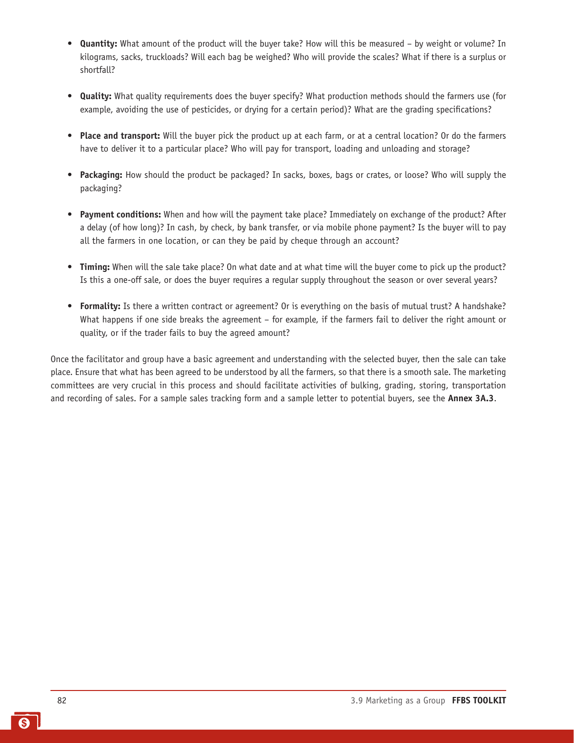- **Quantity:** What amount of the product will the buyer take? How will this be measured – by weight or volume? In kilograms, sacks, truckloads? Will each bag be weighed? Who will provide the scales? What if there is a surplus or shortfall?

- **Quality:** What quality requirements does the buyer specify? What production methods should the farmers use (for example, avoiding the use of pesticides, or drying for a certain period)? What are the grading specifications?

- **Place and transport:** Will the buyer pick the product up at each farm, or at a central location? Or do the farmers have to deliver it to a particular place? Who will pay for transport, loading and unloading and storage?

- **Packaging:** How should the product be packaged? In sacks, boxes, bags or crates, or loose? Who will supply the packaging?

- **Payment conditions:** When and how will the payment take place? Immediately on exchange of the product? After a delay (of how long)? In cash, by check, by bank transfer, or via mobile phone payment? Is the buyer will to pay all the farmers in one location, or can they be paid by cheque through an account?

- **Timing:** When will the sale take place? On what date and at what time will the buyer come to pick up the product? Is this a one-off sale, or does the buyer requires a regular supply throughout the season or over several years?

- **Formality:** Is there a written contract or agreement? Or is everything on the basis of mutual trust? A handshake? What happens if one side breaks the agreement – for example, if the farmers fail to deliver the right amount or quality, or if the trader fails to buy the agreed amount?

Once the facilitator and group have a basic agreement and understanding with the selected buyer, then the sale can take place. Ensure that what has been agreed to be understood by all the farmers, so that there is a smooth sale. The marketing committees are very crucial in this process and should facilitate activities of bulking, grading, storing, transportation and recording of sales. For a sample sales tracking form and a sample letter to potential buyers, see the **Annex 3A.3**.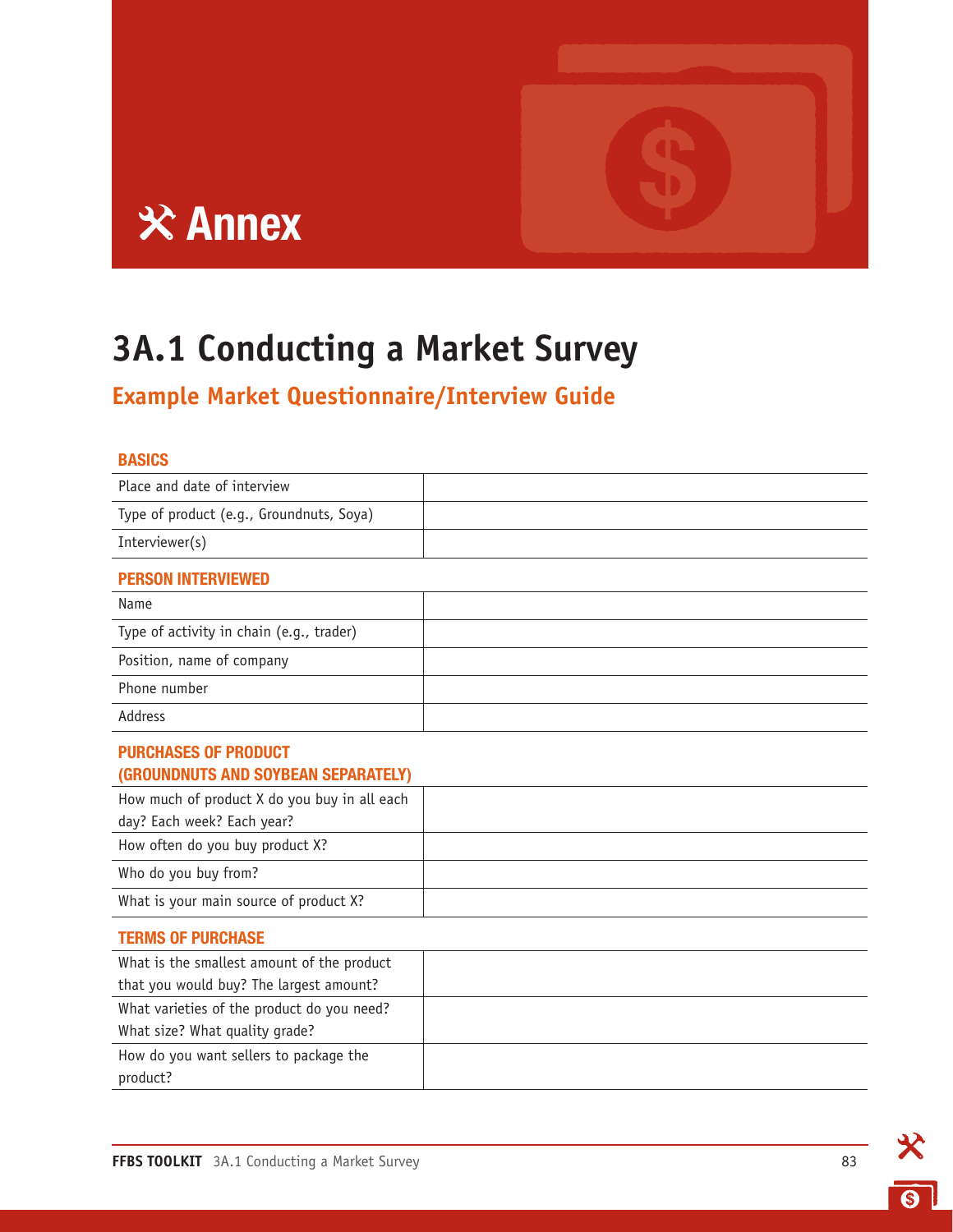# Annex

## 3A.1 Conducting a Market Survey

### Example Market Questionnaire/Interview Guide

**BASICS**

| | |
|---|---|
| Place and date of interview | |
| Type of product (e.g., Groundnuts, Soya) | |
| Interviewer(s) | |

**PERSON INTERVIEWED**

| | |
|---|---|
| Name | |
| Type of activity in chain (e.g., trader) | |
| Position, name of company | |
| Phone number | |
| Address | |

**PURCHASES OF PRODUCT (GROUNDNUTS AND SOYBEAN SEPARATELY)**

| | |
|---|---|
| How much of product X do you buy in all each day? Each week? Each year? | |
| How often do you buy product X? | |
| Who do you buy from? | |
| What is your main source of product X? | |

**TERMS OF PURCHASE**

| | |
|---|---|
| What is the smallest amount of the product that you would buy? The largest amount? | |
| What varieties of the product do you need? What size? What quality grade? | |
| How do you want sellers to package the product? | |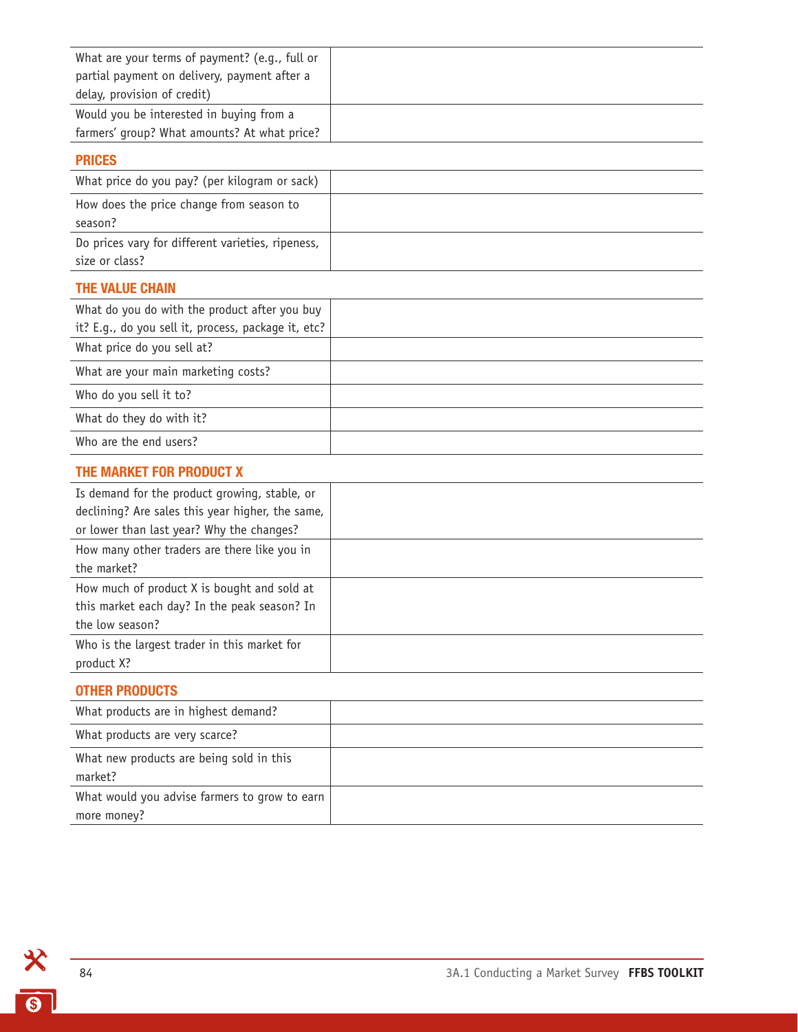| | |
|---|---|
| What are your terms of payment? (e.g., full or partial payment on delivery, payment after a delay, provision of credit) | |
| Would you be interested in buying from a farmers' group? What amounts? At what price? | |

## PRICES

| | |
|---|---|
| What price do you pay? (per kilogram or sack) | |
| How does the price change from season to season? | |
| Do prices vary for different varieties, ripeness, size or class? | |

## THE VALUE CHAIN

| | |
|---|---|
| What do you do with the product after you buy it? E.g., do you sell it, process, package it, etc? | |
| What price do you sell at? | |
| What are your main marketing costs? | |
| Who do you sell it to? | |
| What do they do with it? | |
| Who are the end users? | |

## THE MARKET FOR PRODUCT X

| | |
|---|---|
| Is demand for the product growing, stable, or declining? Are sales this year higher, the same, or lower than last year? Why the changes? | |
| How many other traders are there like you in the market? | |
| How much of product X is bought and sold at this market each day? In the peak season? In the low season? | |
| Who is the largest trader in this market for product X? | |

## OTHER PRODUCTS

| | |
|---|---|
| What products are in highest demand? | |
| What products are very scarce? | |
| What new products are being sold in this market? | |
| What would you advise farmers to grow to earn more money? | |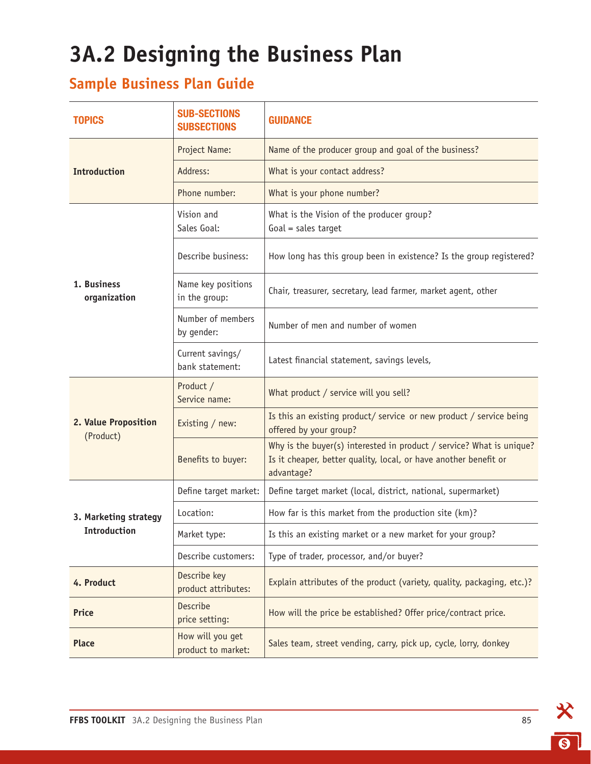# 3A.2 Designing the Business Plan

## Sample Business Plan Guide

| TOPICS | SUB-SECTIONS SUBSECTIONS | GUIDANCE |
|---|---|---|
| **Introduction** | Project Name: | Name of the producer group and goal of the business? |
| | Address: | What is your contact address? |
| | Phone number: | What is your phone number? |
| **1. Business organization** | Vision and Sales Goal: | What is the Vision of the producer group? Goal = sales target |
| | Describe business: | How long has this group been in existence? Is the group registered? |
| | Name key positions in the group: | Chair, treasurer, secretary, lead farmer, market agent, other |
| | Number of members by gender: | Number of men and number of women |
| | Current savings/ bank statement: | Latest financial statement, savings levels, |
| **2. Value Proposition** (Product) | Product / Service name: | What product / service will you sell? |
| | Existing / new: | Is this an existing product/ service or new product / service being offered by your group? |
| | Benefits to buyer: | Why is the buyer(s) interested in product / service? What is unique? Is it cheaper, better quality, local, or have another benefit or advantage? |
| **3. Marketing strategy Introduction** | Define target market: | Define target market (local, district, national, supermarket) |
| | Location: | How far is this market from the production site (km)? |
| | Market type: | Is this an existing market or a new market for your group? |
| | Describe customers: | Type of trader, processor, and/or buyer? |
| **4. Product** | Describe key product attributes: | Explain attributes of the product (variety, quality, packaging, etc.)? |
| **Price** | Describe price setting: | How will the price be established? Offer price/contract price. |
| **Place** | How will you get product to market: | Sales team, street vending, carry, pick up, cycle, lorry, donkey |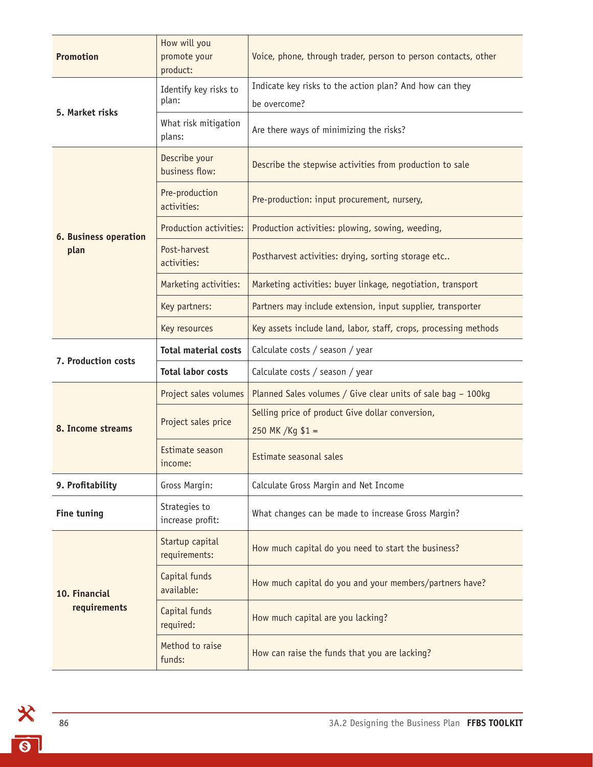| | | |
|---|---|---|
| **Promotion** | How will you promote your product: | Voice, phone, through trader, person to person contacts, other |
| **5. Market risks** | Identify key risks to plan: | Indicate key risks to the action plan? And how can they be overcome? |
| | What risk mitigation plans: | Are there ways of minimizing the risks? |
| **6. Business operation plan** | Describe your business flow: | Describe the stepwise activities from production to sale |
| | Pre-production activities: | Pre-production: input procurement, nursery, |
| | Production activities: | Production activities: plowing, sowing, weeding, |
| | Post-harvest activities: | Postharvest activities: drying, sorting storage etc.. |
| | Marketing activities: | Marketing activities: buyer linkage, negotiation, transport |
| | Key partners: | Partners may include extension, input supplier, transporter |
| | Key resources | Key assets include land, labor, staff, crops, processing methods |
| **7. Production costs** | **Total material costs** | Calculate costs / season / year |
| | **Total labor costs** | Calculate costs / season / year |
| **8. Income streams** | Project sales volumes | Planned Sales volumes / Give clear units of sale bag – 100kg |
| | Project sales price | Selling price of product Give dollar conversion, 250 MK /Kg $1 = |
| | Estimate season income: | Estimate seasonal sales |
| **9. Profitability** | Gross Margin: | Calculate Gross Margin and Net Income |
| **Fine tuning** | Strategies to increase profit: | What changes can be made to increase Gross Margin? |
| **10. Financial requirements** | Startup capital requirements: | How much capital do you need to start the business? |
| | Capital funds available: | How much capital do you and your members/partners have? |
| | Capital funds required: | How much capital are you lacking? |
| | Method to raise funds: | How can raise the funds that you are lacking? |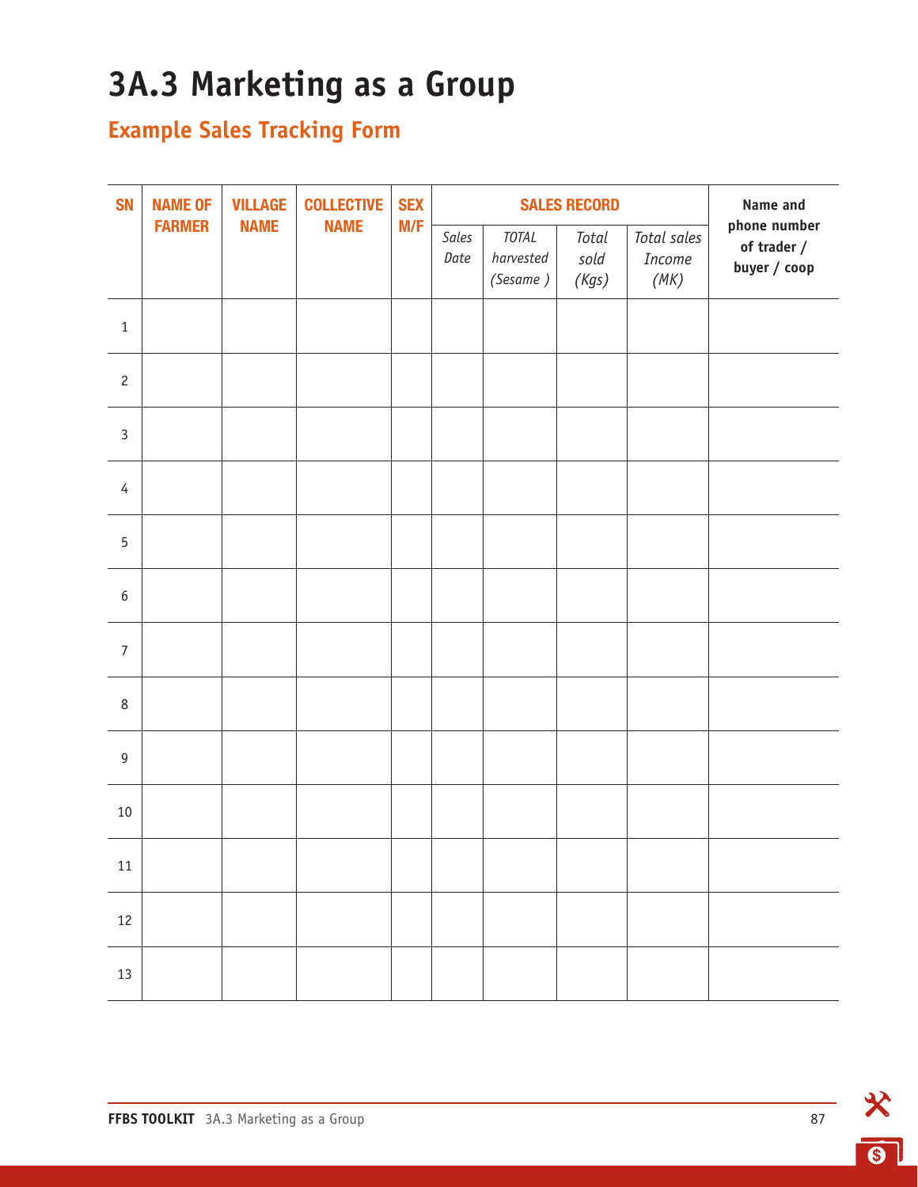# 3A.3 Marketing as a Group

## Example Sales Tracking Form

| SN | NAME OF FARMER | VILLAGE NAME | COLLECTIVE NAME | SEX M/F | SALES RECORD | | | | Name and phone number of trader / buyer / coop |
|---|---|---|---|---|---|---|---|---|---|
| | | | | | *Sales Date* | *TOTAL harvested (Sesame )* | *Total sold (Kgs)* | *Total sales Income (MK)* | |
| 1 | | | | | | | | | |
| 2 | | | | | | | | | |
| 3 | | | | | | | | | |
| 4 | | | | | | | | | |
| 5 | | | | | | | | | |
| 6 | | | | | | | | | |
| 7 | | | | | | | | | |
| 8 | | | | | | | | | |
| 9 | | | | | | | | | |
| 10 | | | | | | | | | |
| 11 | | | | | | | | | |
| 12 | | | | | | | | | |
| 13 | | | | | | | | | |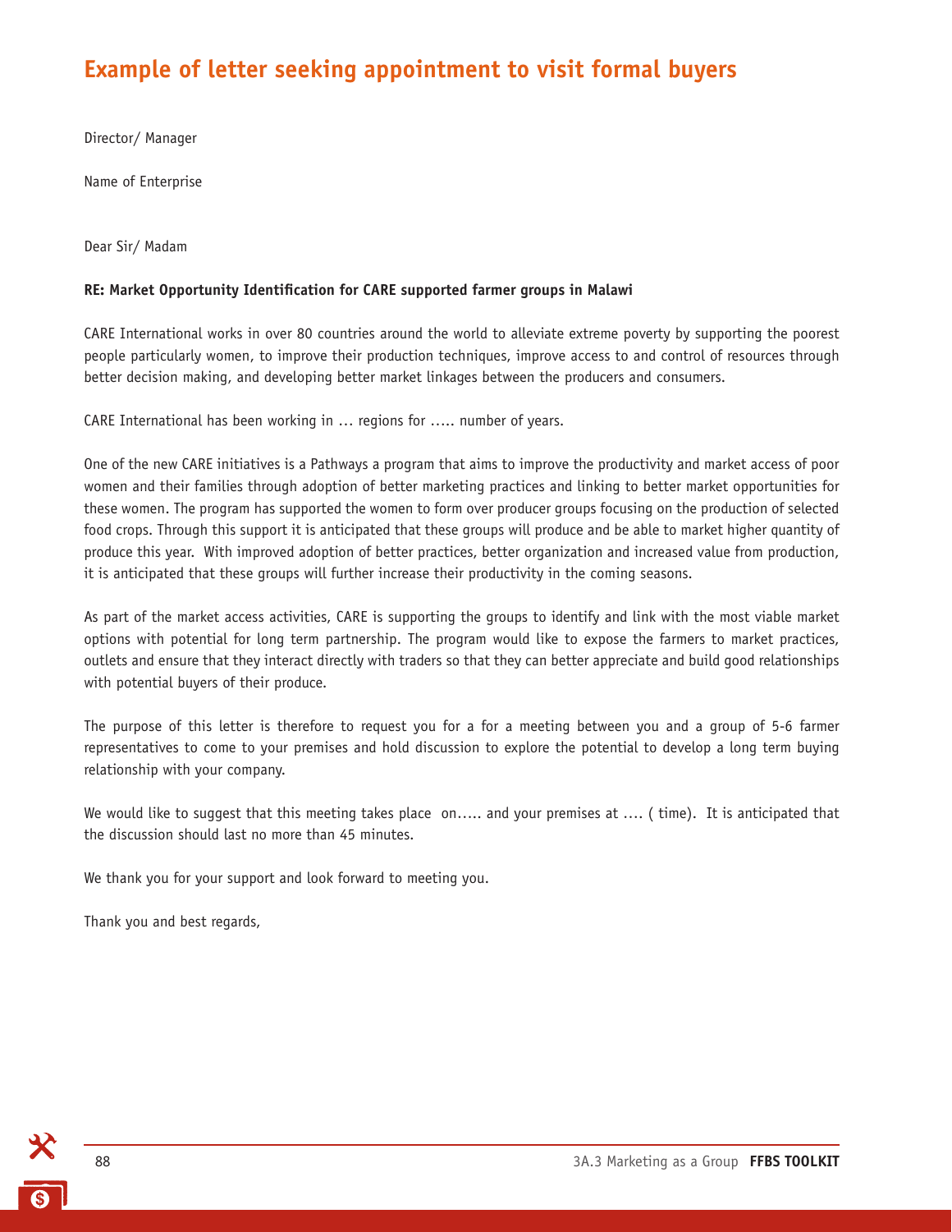# Example of letter seeking appointment to visit formal buyers

Director/ Manager

Name of Enterprise

Dear Sir/ Madam

**RE: Market Opportunity Identification for CARE supported farmer groups in Malawi**

CARE International works in over 80 countries around the world to alleviate extreme poverty by supporting the poorest people particularly women, to improve their production techniques, improve access to and control of resources through better decision making, and developing better market linkages between the producers and consumers.

CARE International has been working in … regions for ….. number of years.

One of the new CARE initiatives is a Pathways a program that aims to improve the productivity and market access of poor women and their families through adoption of better marketing practices and linking to better market opportunities for these women. The program has supported the women to form over producer groups focusing on the production of selected food crops. Through this support it is anticipated that these groups will produce and be able to market higher quantity of produce this year. With improved adoption of better practices, better organization and increased value from production, it is anticipated that these groups will further increase their productivity in the coming seasons.

As part of the market access activities, CARE is supporting the groups to identify and link with the most viable market options with potential for long term partnership. The program would like to expose the farmers to market practices, outlets and ensure that they interact directly with traders so that they can better appreciate and build good relationships with potential buyers of their produce.

The purpose of this letter is therefore to request you for a for a meeting between you and a group of 5-6 farmer representatives to come to your premises and hold discussion to explore the potential to develop a long term buying relationship with your company.

We would like to suggest that this meeting takes place on….. and your premises at …. ( time). It is anticipated that the discussion should last no more than 45 minutes.

We thank you for your support and look forward to meeting you.

Thank you and best regards,